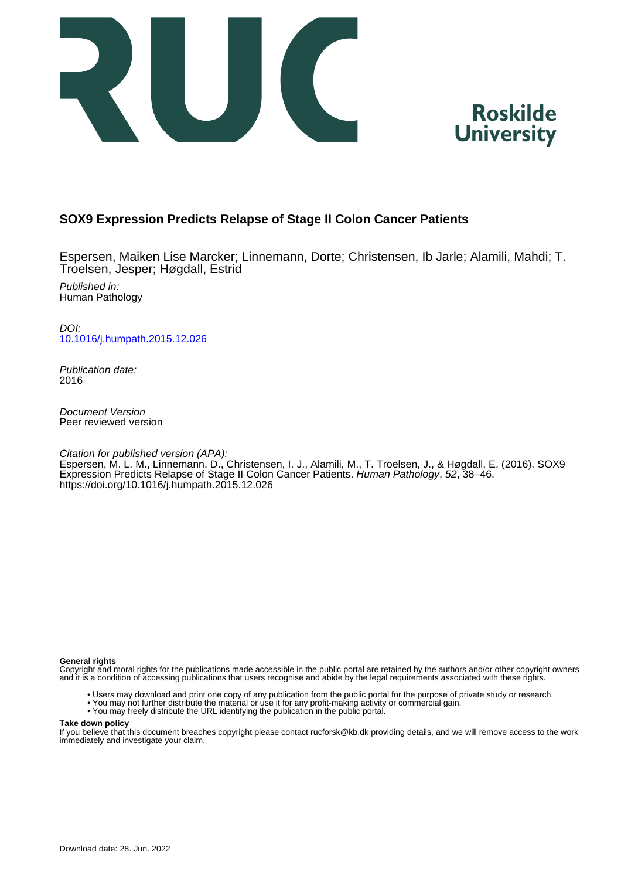Roskilde University

# SOX9 Expression Predicts Relapse of Stage II Colon Cancer Patients

Espersen, Maiken Lise Marcker; Linnemann, Dorte; Christensen, Ib Jarle; Alamili, Mahdi; T. Troelsen, Jesper; Høgdall, Estrid

*Published in:*
Human Pathology

*DOI:*
[10.1016/j.humpath.2015.12.026](https://doi.org/10.1016/j.humpath.2015.12.026)

*Publication date:*
2016

*Document Version*
Peer reviewed version

*Citation for published version (APA):*
Espersen, M. L. M., Linnemann, D., Christensen, I. J., Alamili, M., T. Troelsen, J., & Høgdall, E. (2016). SOX9 Expression Predicts Relapse of Stage II Colon Cancer Patients. *Human Pathology*, *52*, 38–46. https://doi.org/10.1016/j.humpath.2015.12.026

**General rights**
Copyright and moral rights for the publications made accessible in the public portal are retained by the authors and/or other copyright owners and it is a condition of accessing publications that users recognise and abide by the legal requirements associated with these rights.

- Users may download and print one copy of any publication from the public portal for the purpose of private study or research.
- You may not further distribute the material or use it for any profit-making activity or commercial gain.
- You may freely distribute the URL identifying the publication in the public portal.

**Take down policy**
If you believe that this document breaches copyright please contact rucforsk@kb.dk providing details, and we will remove access to the work immediately and investigate your claim.

Download date: 28. Jun. 2022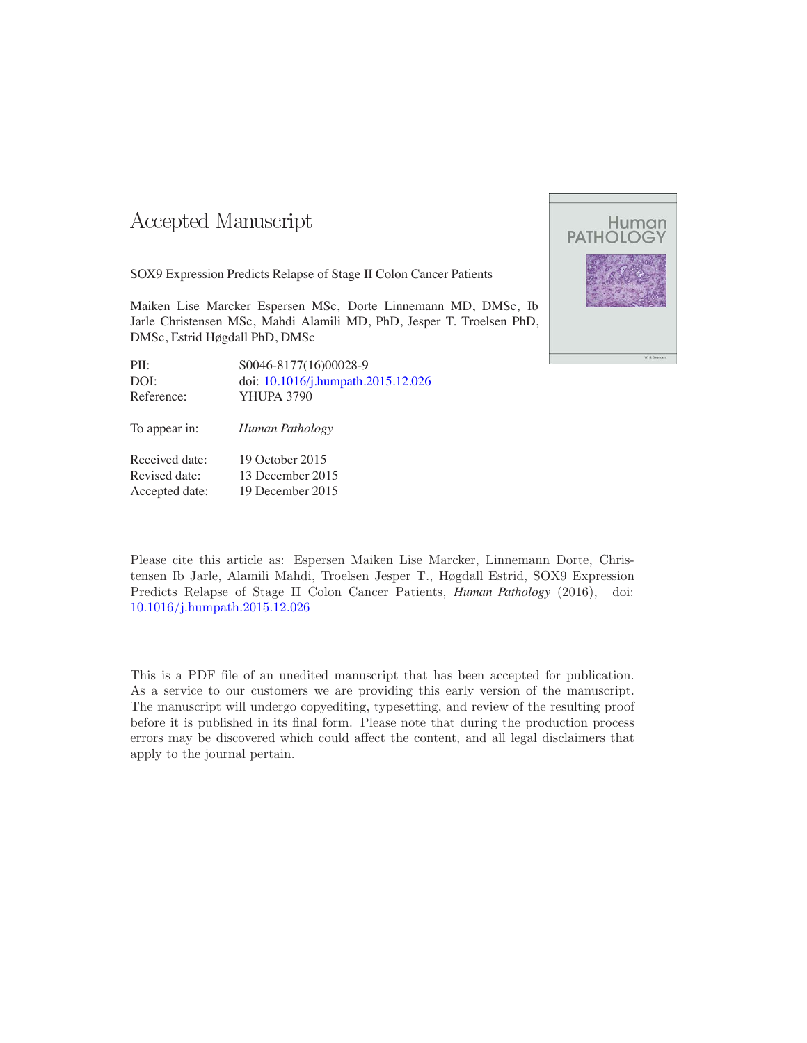# Accepted Manuscript

SOX9 Expression Predicts Relapse of Stage II Colon Cancer Patients

Maiken Lise Marcker Espersen MSc, Dorte Linnemann MD, DMSc, Ib Jarle Christensen MSc, Mahdi Alamili MD, PhD, Jesper T. Troelsen PhD, DMSc, Estrid Høgdall PhD, DMSc

| | |
|---|---|
| PII: | S0046-8177(16)00028-9 |
| DOI: | doi: 10.1016/j.humpath.2015.12.026 |
| Reference: | YHUPA 3790 |

To appear in: *Human Pathology*

| | |
|---|---|
| Received date: | 19 October 2015 |
| Revised date: | 13 December 2015 |
| Accepted date: | 19 December 2015 |

Please cite this article as: Espersen Maiken Lise Marcker, Linnemann Dorte, Christensen Ib Jarle, Alamili Mahdi, Troelsen Jesper T., Høgdall Estrid, SOX9 Expression Predicts Relapse of Stage II Colon Cancer Patients, *Human Pathology* (2016), doi: 10.1016/j.humpath.2015.12.026

This is a PDF file of an unedited manuscript that has been accepted for publication. As a service to our customers we are providing this early version of the manuscript. The manuscript will undergo copyediting, typesetting, and review of the resulting proof before it is published in its final form. Please note that during the production process errors may be discovered which could affect the content, and all legal disclaimers that apply to the journal pertain.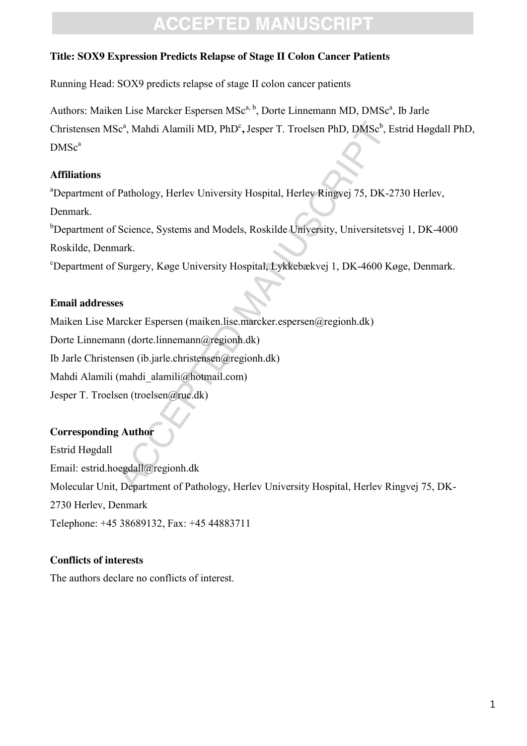**Title: SOX9 Expression Predicts Relapse of Stage II Colon Cancer Patients**

Running Head: SOX9 predicts relapse of stage II colon cancer patients

Authors: Maiken Lise Marcker Espersen MSc[a, b], Dorte Linnemann MD, DMSc[a], Ib Jarle Christensen MSc[a], Mahdi Alamili MD, PhD[c], Jesper T. Troelsen PhD, DMSc[b], Estrid Høgdall PhD, DMSc[a]

**Affiliations**

[a]Department of Pathology, Herlev University Hospital, Herlev Ringvej 75, DK-2730 Herlev, Denmark.

[b]Department of Science, Systems and Models, Roskilde University, Universitetsvej 1, DK-4000 Roskilde, Denmark.

[c]Department of Surgery, Køge University Hospital, Lykkebækvej 1, DK-4600 Køge, Denmark.

**Email addresses**

Maiken Lise Marcker Espersen (maiken.lise.marcker.espersen@regionh.dk)
Dorte Linnemann (dorte.linnemann@regionh.dk)
Ib Jarle Christensen (ib.jarle.christensen@regionh.dk)
Mahdi Alamili (mahdi_alamili@hotmail.com)
Jesper T. Troelsen (troelsen@ruc.dk)

**Corresponding Author**

Estrid Høgdall
Email: estrid.hoegdall@regionh.dk
Molecular Unit, Department of Pathology, Herlev University Hospital, Herlev Ringvej 75, DK-2730 Herlev, Denmark
Telephone: +45 38689132, Fax: +45 44883711

**Conflicts of interests**

The authors declare no conflicts of interest.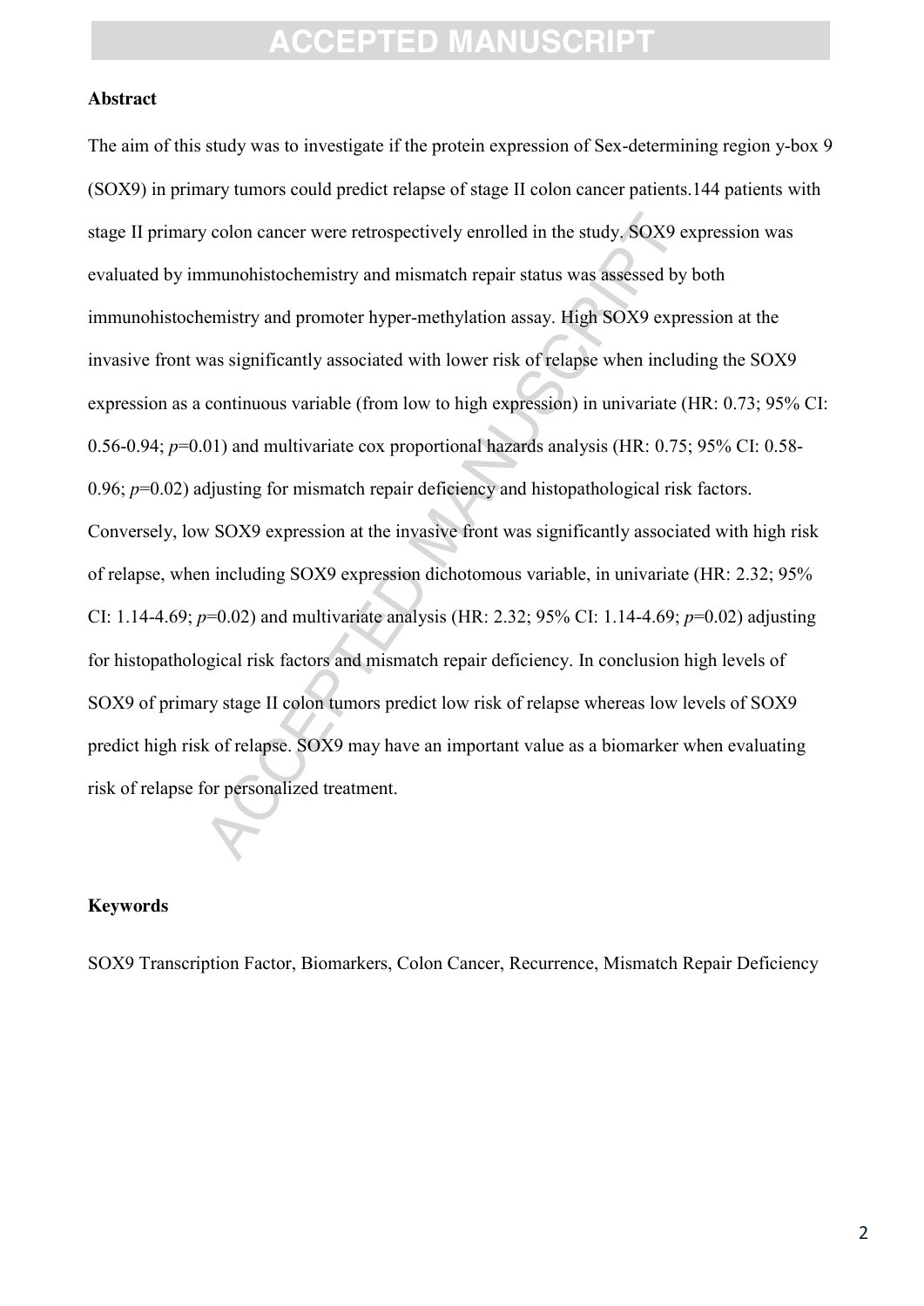## Abstract

The aim of this study was to investigate if the protein expression of Sex-determining region y-box 9 (SOX9) in primary tumors could predict relapse of stage II colon cancer patients.144 patients with stage II primary colon cancer were retrospectively enrolled in the study. SOX9 expression was evaluated by immunohistochemistry and mismatch repair status was assessed by both immunohistochemistry and promoter hyper-methylation assay. High SOX9 expression at the invasive front was significantly associated with lower risk of relapse when including the SOX9 expression as a continuous variable (from low to high expression) in univariate (HR: 0.73; 95% CI: 0.56-0.94; $p$=0.01) and multivariate cox proportional hazards analysis (HR: 0.75; 95% CI: 0.58-0.96; $p$=0.02) adjusting for mismatch repair deficiency and histopathological risk factors. Conversely, low SOX9 expression at the invasive front was significantly associated with high risk of relapse, when including SOX9 expression dichotomous variable, in univariate (HR: 2.32; 95% CI: 1.14-4.69; $p$=0.02) and multivariate analysis (HR: 2.32; 95% CI: 1.14-4.69; $p$=0.02) adjusting for histopathological risk factors and mismatch repair deficiency. In conclusion high levels of SOX9 of primary stage II colon tumors predict low risk of relapse whereas low levels of SOX9 predict high risk of relapse. SOX9 may have an important value as a biomarker when evaluating risk of relapse for personalized treatment.

## Keywords

SOX9 Transcription Factor, Biomarkers, Colon Cancer, Recurrence, Mismatch Repair Deficiency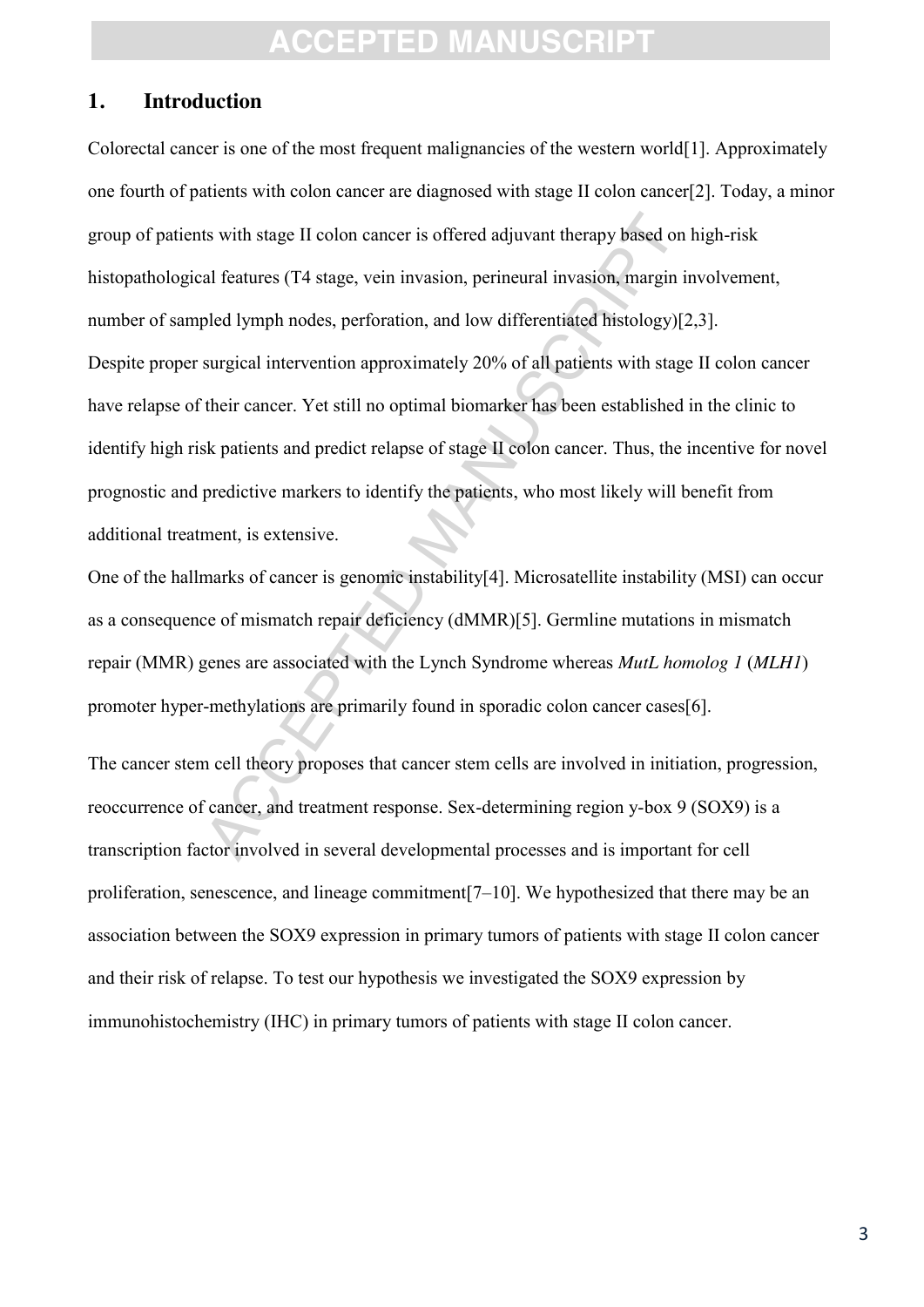## 1. Introduction

Colorectal cancer is one of the most frequent malignancies of the western world[1]. Approximately one fourth of patients with colon cancer are diagnosed with stage II colon cancer[2]. Today, a minor group of patients with stage II colon cancer is offered adjuvant therapy based on high-risk histopathological features (T4 stage, vein invasion, perineural invasion, margin involvement, number of sampled lymph nodes, perforation, and low differentiated histology)[2,3].
Despite proper surgical intervention approximately 20% of all patients with stage II colon cancer have relapse of their cancer. Yet still no optimal biomarker has been established in the clinic to identify high risk patients and predict relapse of stage II colon cancer. Thus, the incentive for novel prognostic and predictive markers to identify the patients, who most likely will benefit from additional treatment, is extensive.
One of the hallmarks of cancer is genomic instability[4]. Microsatellite instability (MSI) can occur as a consequence of mismatch repair deficiency (dMMR)[5]. Germline mutations in mismatch repair (MMR) genes are associated with the Lynch Syndrome whereas *MutL homolog 1* (*MLH1*) promoter hyper-methylations are primarily found in sporadic colon cancer cases[6].

The cancer stem cell theory proposes that cancer stem cells are involved in initiation, progression, reoccurrence of cancer, and treatment response. Sex-determining region y-box 9 (SOX9) is a transcription factor involved in several developmental processes and is important for cell proliferation, senescence, and lineage commitment[7–10]. We hypothesized that there may be an association between the SOX9 expression in primary tumors of patients with stage II colon cancer and their risk of relapse. To test our hypothesis we investigated the SOX9 expression by immunohistochemistry (IHC) in primary tumors of patients with stage II colon cancer.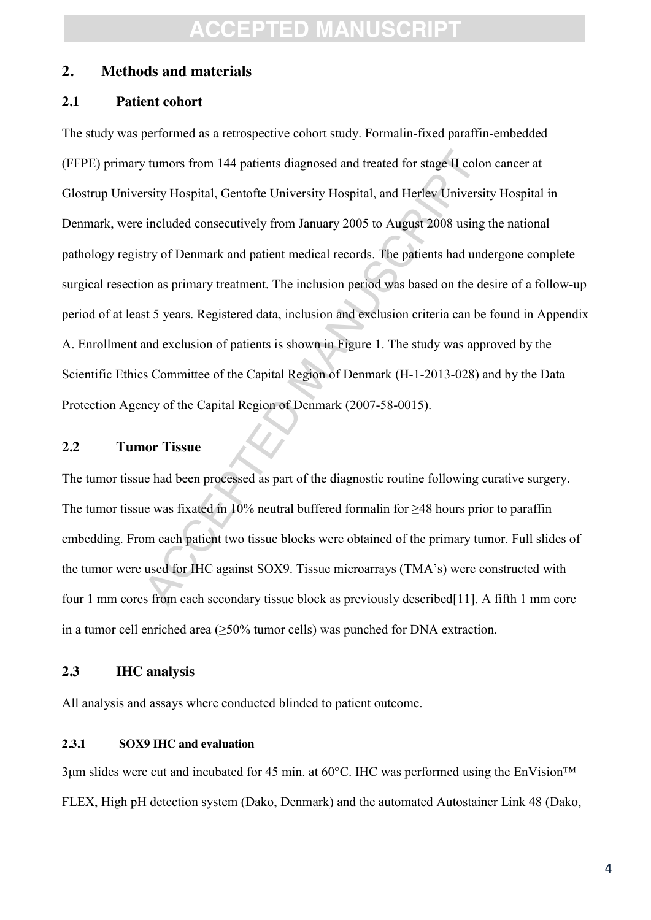## 2. Methods and materials

### 2.1 Patient cohort

The study was performed as a retrospective cohort study. Formalin-fixed paraffin-embedded (FFPE) primary tumors from 144 patients diagnosed and treated for stage II colon cancer at Glostrup University Hospital, Gentofte University Hospital, and Herlev University Hospital in Denmark, were included consecutively from January 2005 to August 2008 using the national pathology registry of Denmark and patient medical records. The patients had undergone complete surgical resection as primary treatment. The inclusion period was based on the desire of a follow-up period of at least 5 years. Registered data, inclusion and exclusion criteria can be found in Appendix A. Enrollment and exclusion of patients is shown in Figure 1. The study was approved by the Scientific Ethics Committee of the Capital Region of Denmark (H-1-2013-028) and by the Data Protection Agency of the Capital Region of Denmark (2007-58-0015).

### 2.2 Tumor Tissue

The tumor tissue had been processed as part of the diagnostic routine following curative surgery. The tumor tissue was fixated in 10% neutral buffered formalin for ≥48 hours prior to paraffin embedding. From each patient two tissue blocks were obtained of the primary tumor. Full slides of the tumor were used for IHC against SOX9. Tissue microarrays (TMA's) were constructed with four 1 mm cores from each secondary tissue block as previously described[11]. A fifth 1 mm core in a tumor cell enriched area (≥50% tumor cells) was punched for DNA extraction.

### 2.3 IHC analysis

All analysis and assays where conducted blinded to patient outcome.

#### 2.3.1 SOX9 IHC and evaluation

3µm slides were cut and incubated for 45 min. at 60°C. IHC was performed using the EnVision™ FLEX, High pH detection system (Dako, Denmark) and the automated Autostainer Link 48 (Dako,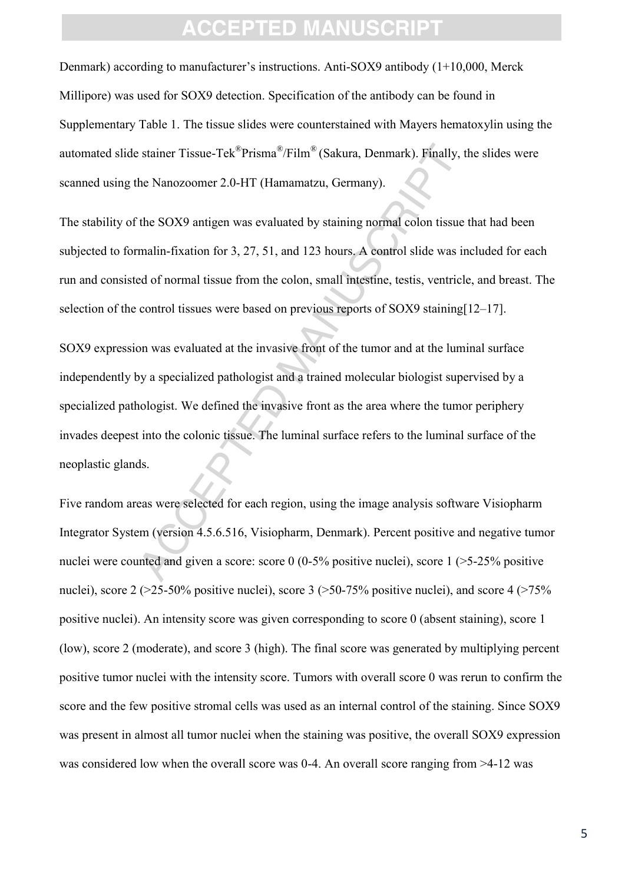Denmark) according to manufacturer's instructions. Anti-SOX9 antibody (1+10,000, Merck Millipore) was used for SOX9 detection. Specification of the antibody can be found in Supplementary Table 1. The tissue slides were counterstained with Mayers hematoxylin using the automated slide stainer Tissue-Tek®Prisma®/Film® (Sakura, Denmark). Finally, the slides were scanned using the Nanozoomer 2.0-HT (Hamamatzu, Germany).

The stability of the SOX9 antigen was evaluated by staining normal colon tissue that had been subjected to formalin-fixation for 3, 27, 51, and 123 hours. A control slide was included for each run and consisted of normal tissue from the colon, small intestine, testis, ventricle, and breast. The selection of the control tissues were based on previous reports of SOX9 staining[12–17].

SOX9 expression was evaluated at the invasive front of the tumor and at the luminal surface independently by a specialized pathologist and a trained molecular biologist supervised by a specialized pathologist. We defined the invasive front as the area where the tumor periphery invades deepest into the colonic tissue. The luminal surface refers to the luminal surface of the neoplastic glands.

Five random areas were selected for each region, using the image analysis software Visiopharm Integrator System (version 4.5.6.516, Visiopharm, Denmark). Percent positive and negative tumor nuclei were counted and given a score: score 0 (0-5% positive nuclei), score 1 (>5-25% positive nuclei), score 2 (>25-50% positive nuclei), score 3 (>50-75% positive nuclei), and score 4 (>75% positive nuclei). An intensity score was given corresponding to score 0 (absent staining), score 1 (low), score 2 (moderate), and score 3 (high). The final score was generated by multiplying percent positive tumor nuclei with the intensity score. Tumors with overall score 0 was rerun to confirm the score and the few positive stromal cells was used as an internal control of the staining. Since SOX9 was present in almost all tumor nuclei when the staining was positive, the overall SOX9 expression was considered low when the overall score was 0-4. An overall score ranging from >4-12 was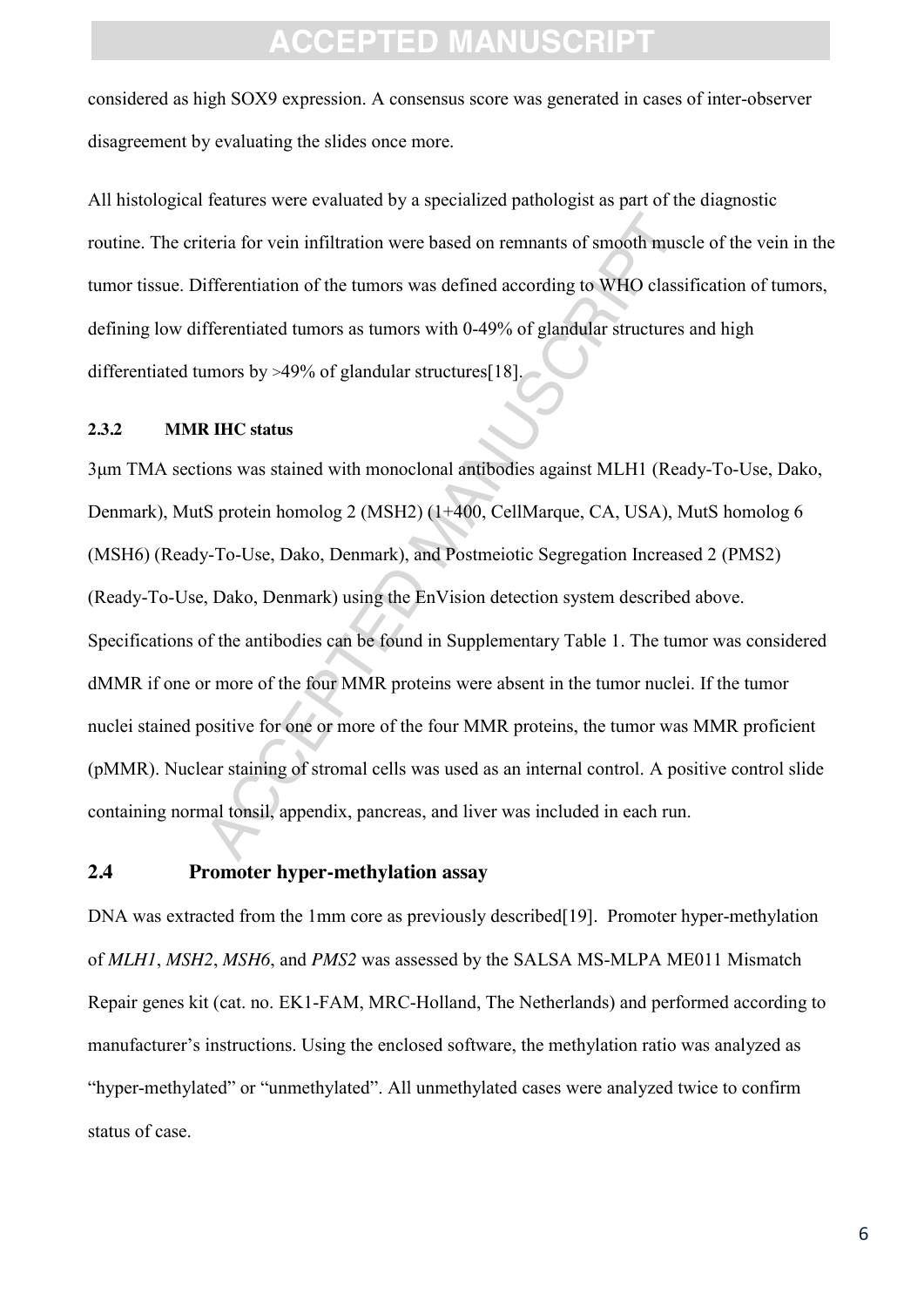considered as high SOX9 expression. A consensus score was generated in cases of inter-observer disagreement by evaluating the slides once more.

All histological features were evaluated by a specialized pathologist as part of the diagnostic routine. The criteria for vein infiltration were based on remnants of smooth muscle of the vein in the tumor tissue. Differentiation of the tumors was defined according to WHO classification of tumors, defining low differentiated tumors as tumors with 0-49% of glandular structures and high differentiated tumors by >49% of glandular structures[18].

#### 2.3.2 MMR IHC status

3μm TMA sections was stained with monoclonal antibodies against MLH1 (Ready-To-Use, Dako, Denmark), MutS protein homolog 2 (MSH2) (1+400, CellMarque, CA, USA), MutS homolog 6 (MSH6) (Ready-To-Use, Dako, Denmark), and Postmeiotic Segregation Increased 2 (PMS2) (Ready-To-Use, Dako, Denmark) using the EnVision detection system described above. Specifications of the antibodies can be found in Supplementary Table 1. The tumor was considered dMMR if one or more of the four MMR proteins were absent in the tumor nuclei. If the tumor nuclei stained positive for one or more of the four MMR proteins, the tumor was MMR proficient (pMMR). Nuclear staining of stromal cells was used as an internal control. A positive control slide containing normal tonsil, appendix, pancreas, and liver was included in each run.

### 2.4 Promoter hyper-methylation assay

DNA was extracted from the 1mm core as previously described[19]. Promoter hyper-methylation of *MLH1*, *MSH2*, *MSH6*, and *PMS2* was assessed by the SALSA MS-MLPA ME011 Mismatch Repair genes kit (cat. no. EK1-FAM, MRC-Holland, The Netherlands) and performed according to manufacturer's instructions. Using the enclosed software, the methylation ratio was analyzed as "hyper-methylated" or "unmethylated". All unmethylated cases were analyzed twice to confirm status of case.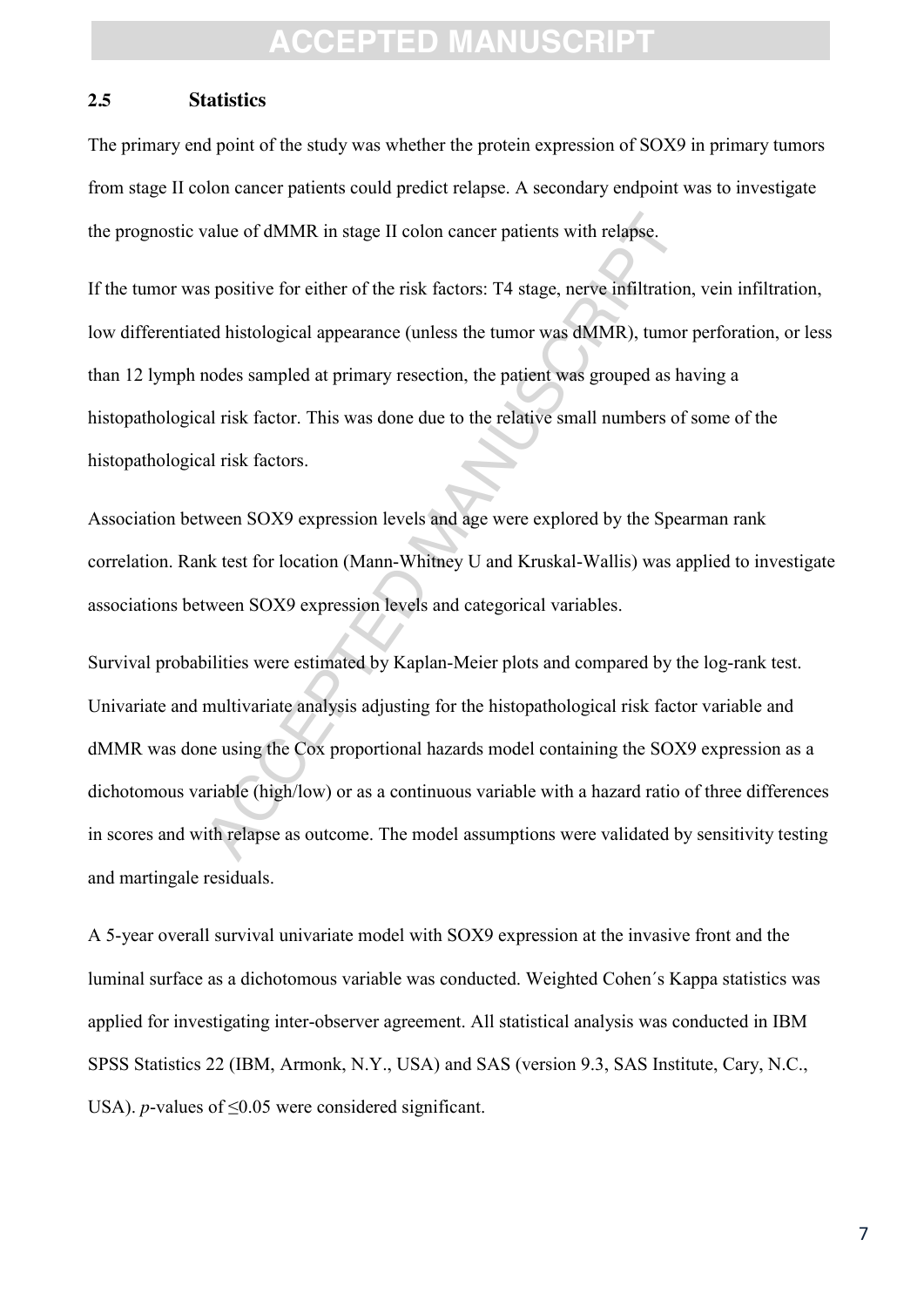## 2.5 Statistics

The primary end point of the study was whether the protein expression of SOX9 in primary tumors from stage II colon cancer patients could predict relapse. A secondary endpoint was to investigate the prognostic value of dMMR in stage II colon cancer patients with relapse.

If the tumor was positive for either of the risk factors: T4 stage, nerve infiltration, vein infiltration, low differentiated histological appearance (unless the tumor was dMMR), tumor perforation, or less than 12 lymph nodes sampled at primary resection, the patient was grouped as having a histopathological risk factor. This was done due to the relative small numbers of some of the histopathological risk factors.

Association between SOX9 expression levels and age were explored by the Spearman rank correlation. Rank test for location (Mann-Whitney U and Kruskal-Wallis) was applied to investigate associations between SOX9 expression levels and categorical variables.

Survival probabilities were estimated by Kaplan-Meier plots and compared by the log-rank test. Univariate and multivariate analysis adjusting for the histopathological risk factor variable and dMMR was done using the Cox proportional hazards model containing the SOX9 expression as a dichotomous variable (high/low) or as a continuous variable with a hazard ratio of three differences in scores and with relapse as outcome. The model assumptions were validated by sensitivity testing and martingale residuals.

A 5-year overall survival univariate model with SOX9 expression at the invasive front and the luminal surface as a dichotomous variable was conducted. Weighted Cohen´s Kappa statistics was applied for investigating inter-observer agreement. All statistical analysis was conducted in IBM SPSS Statistics 22 (IBM, Armonk, N.Y., USA) and SAS (version 9.3, SAS Institute, Cary, N.C., USA). *p*-values of $\leq 0.05$ were considered significant.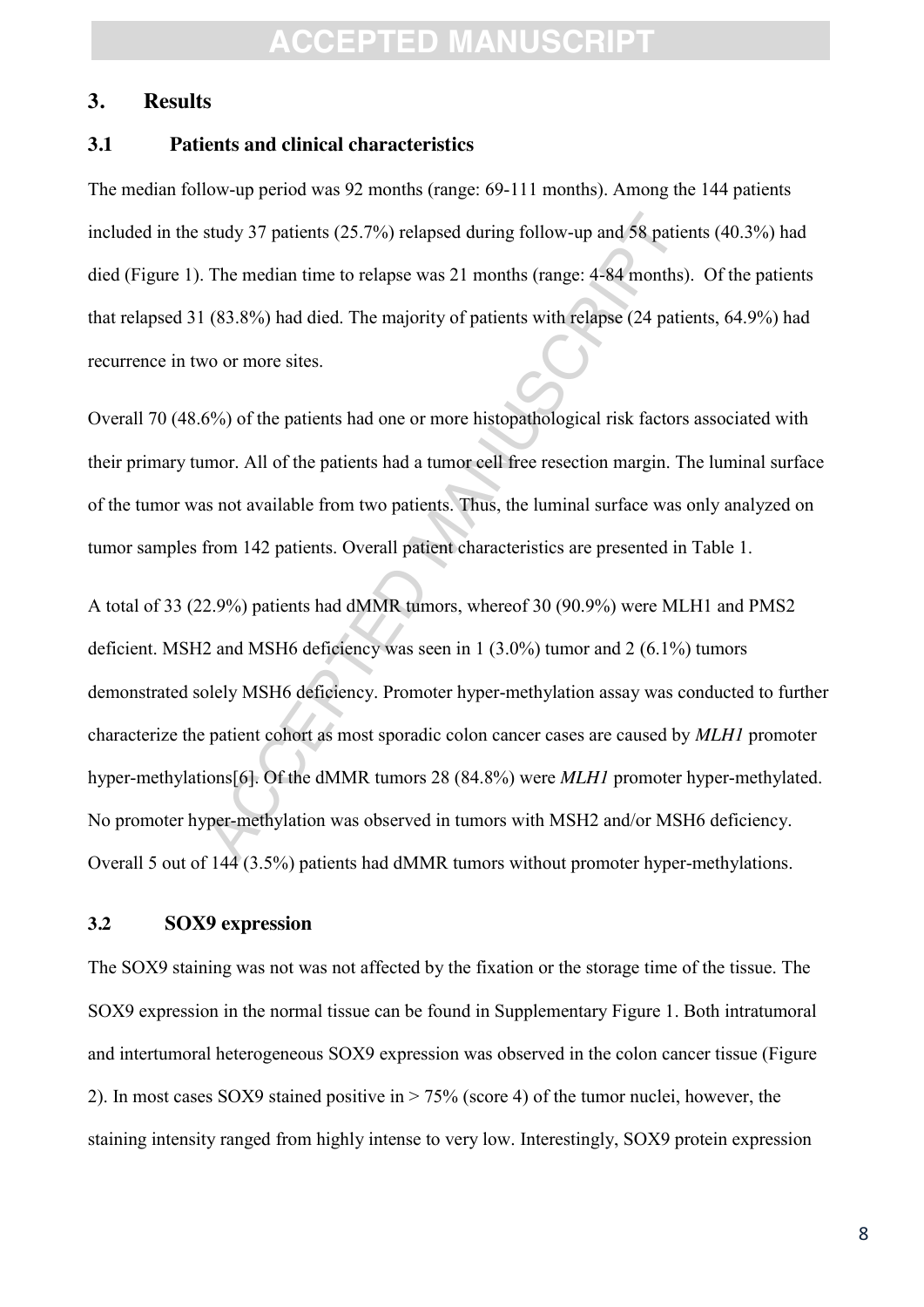## 3. Results

### 3.1 Patients and clinical characteristics

The median follow-up period was 92 months (range: 69-111 months). Among the 144 patients included in the study 37 patients (25.7%) relapsed during follow-up and 58 patients (40.3%) had died (Figure 1). The median time to relapse was 21 months (range: 4-84 months). Of the patients that relapsed 31 (83.8%) had died. The majority of patients with relapse (24 patients, 64.9%) had recurrence in two or more sites.

Overall 70 (48.6%) of the patients had one or more histopathological risk factors associated with their primary tumor. All of the patients had a tumor cell free resection margin. The luminal surface of the tumor was not available from two patients. Thus, the luminal surface was only analyzed on tumor samples from 142 patients. Overall patient characteristics are presented in Table 1.

A total of 33 (22.9%) patients had dMMR tumors, whereof 30 (90.9%) were MLH1 and PMS2 deficient. MSH2 and MSH6 deficiency was seen in 1 (3.0%) tumor and 2 (6.1%) tumors demonstrated solely MSH6 deficiency. Promoter hyper-methylation assay was conducted to further characterize the patient cohort as most sporadic colon cancer cases are caused by *MLH1* promoter hyper-methylations[6]. Of the dMMR tumors 28 (84.8%) were *MLH1* promoter hyper-methylated. No promoter hyper-methylation was observed in tumors with MSH2 and/or MSH6 deficiency. Overall 5 out of 144 (3.5%) patients had dMMR tumors without promoter hyper-methylations.

### 3.2 SOX9 expression

The SOX9 staining was not was not affected by the fixation or the storage time of the tissue. The SOX9 expression in the normal tissue can be found in Supplementary Figure 1. Both intratumoral and intertumoral heterogeneous SOX9 expression was observed in the colon cancer tissue (Figure 2). In most cases SOX9 stained positive in > 75% (score 4) of the tumor nuclei, however, the staining intensity ranged from highly intense to very low. Interestingly, SOX9 protein expression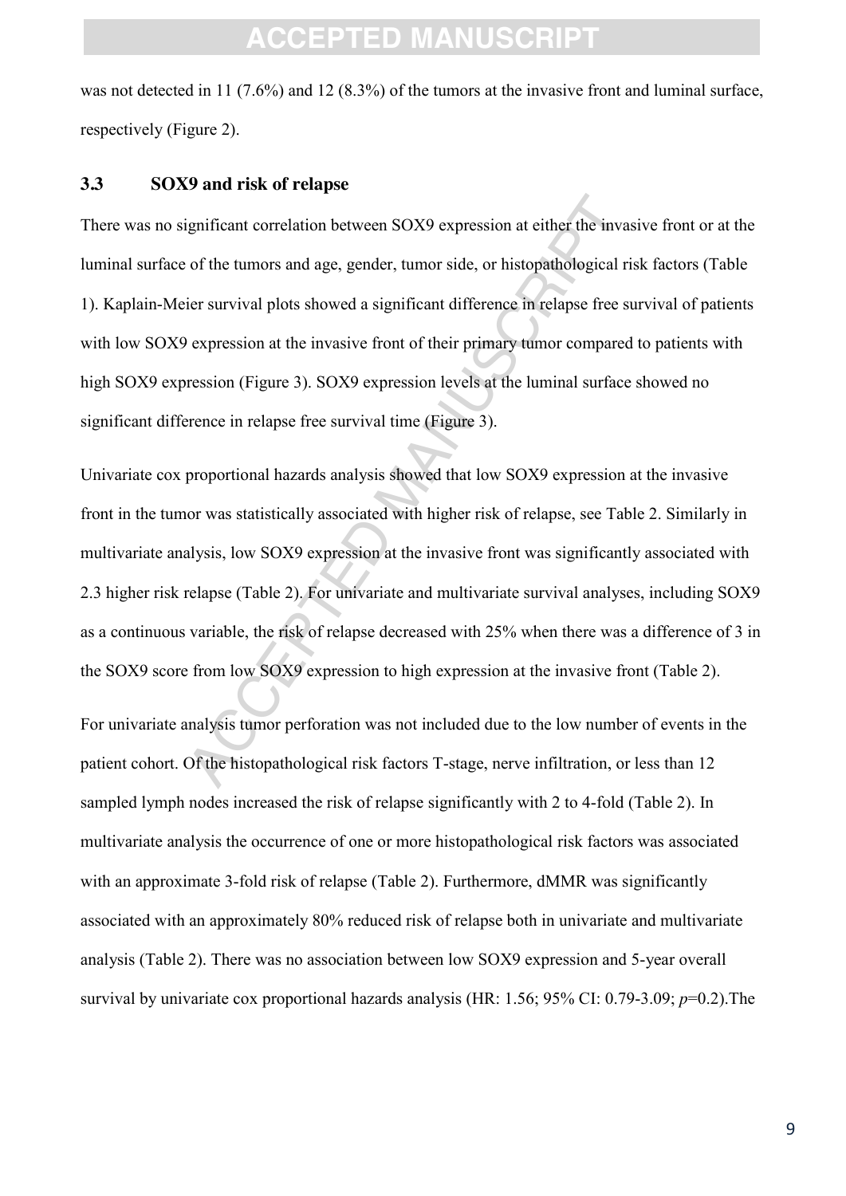was not detected in 11 (7.6%) and 12 (8.3%) of the tumors at the invasive front and luminal surface, respectively (Figure 2).

### 3.3 SOX9 and risk of relapse

There was no significant correlation between SOX9 expression at either the invasive front or at the luminal surface of the tumors and age, gender, tumor side, or histopathological risk factors (Table 1). Kaplain-Meier survival plots showed a significant difference in relapse free survival of patients with low SOX9 expression at the invasive front of their primary tumor compared to patients with high SOX9 expression (Figure 3). SOX9 expression levels at the luminal surface showed no significant difference in relapse free survival time (Figure 3).

Univariate cox proportional hazards analysis showed that low SOX9 expression at the invasive front in the tumor was statistically associated with higher risk of relapse, see Table 2. Similarly in multivariate analysis, low SOX9 expression at the invasive front was significantly associated with 2.3 higher risk relapse (Table 2). For univariate and multivariate survival analyses, including SOX9 as a continuous variable, the risk of relapse decreased with 25% when there was a difference of 3 in the SOX9 score from low SOX9 expression to high expression at the invasive front (Table 2).

For univariate analysis tumor perforation was not included due to the low number of events in the patient cohort. Of the histopathological risk factors T-stage, nerve infiltration, or less than 12 sampled lymph nodes increased the risk of relapse significantly with 2 to 4-fold (Table 2). In multivariate analysis the occurrence of one or more histopathological risk factors was associated with an approximate 3-fold risk of relapse (Table 2). Furthermore, dMMR was significantly associated with an approximately 80% reduced risk of relapse both in univariate and multivariate analysis (Table 2). There was no association between low SOX9 expression and 5-year overall survival by univariate cox proportional hazards analysis (HR: 1.56; 95% CI: 0.79-3.09; $p$=0.2).The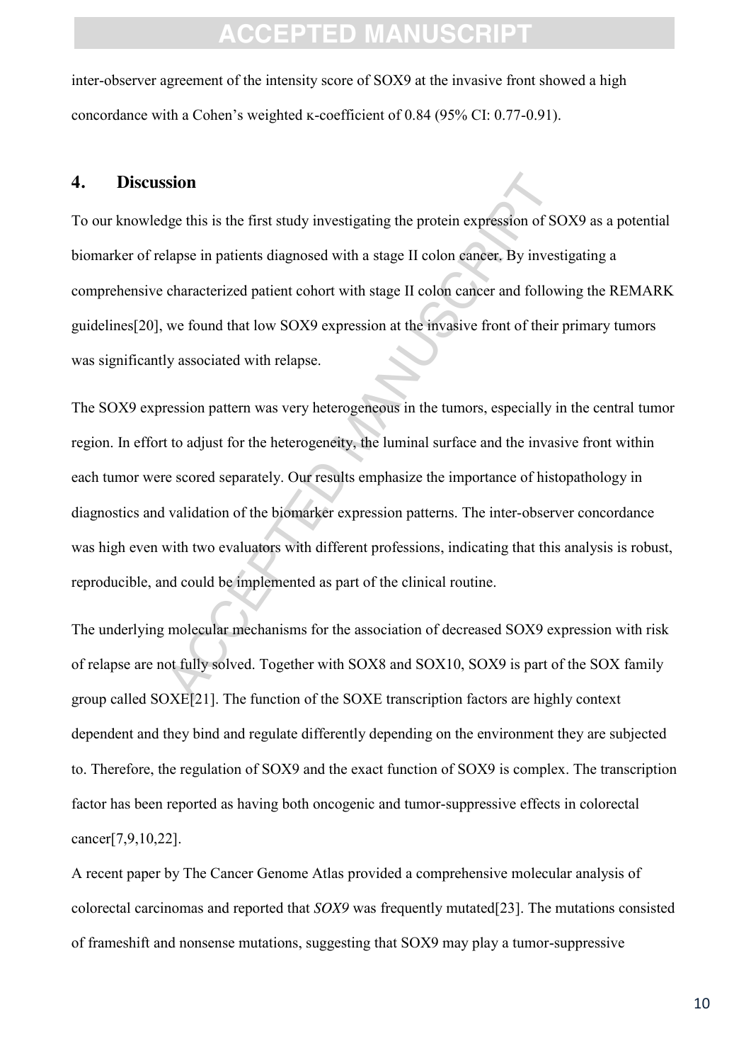inter-observer agreement of the intensity score of SOX9 at the invasive front showed a high concordance with a Cohen's weighted κ-coefficient of 0.84 (95% CI: 0.77-0.91).

## 4. Discussion

To our knowledge this is the first study investigating the protein expression of SOX9 as a potential biomarker of relapse in patients diagnosed with a stage II colon cancer. By investigating a comprehensive characterized patient cohort with stage II colon cancer and following the REMARK guidelines[20], we found that low SOX9 expression at the invasive front of their primary tumors was significantly associated with relapse.

The SOX9 expression pattern was very heterogeneous in the tumors, especially in the central tumor region. In effort to adjust for the heterogeneity, the luminal surface and the invasive front within each tumor were scored separately. Our results emphasize the importance of histopathology in diagnostics and validation of the biomarker expression patterns. The inter-observer concordance was high even with two evaluators with different professions, indicating that this analysis is robust, reproducible, and could be implemented as part of the clinical routine.

The underlying molecular mechanisms for the association of decreased SOX9 expression with risk of relapse are not fully solved. Together with SOX8 and SOX10, SOX9 is part of the SOX family group called SOXE[21]. The function of the SOXE transcription factors are highly context dependent and they bind and regulate differently depending on the environment they are subjected to. Therefore, the regulation of SOX9 and the exact function of SOX9 is complex. The transcription factor has been reported as having both oncogenic and tumor-suppressive effects in colorectal cancer[7,9,10,22].

A recent paper by The Cancer Genome Atlas provided a comprehensive molecular analysis of colorectal carcinomas and reported that *SOX9* was frequently mutated[23]. The mutations consisted of frameshift and nonsense mutations, suggesting that SOX9 may play a tumor-suppressive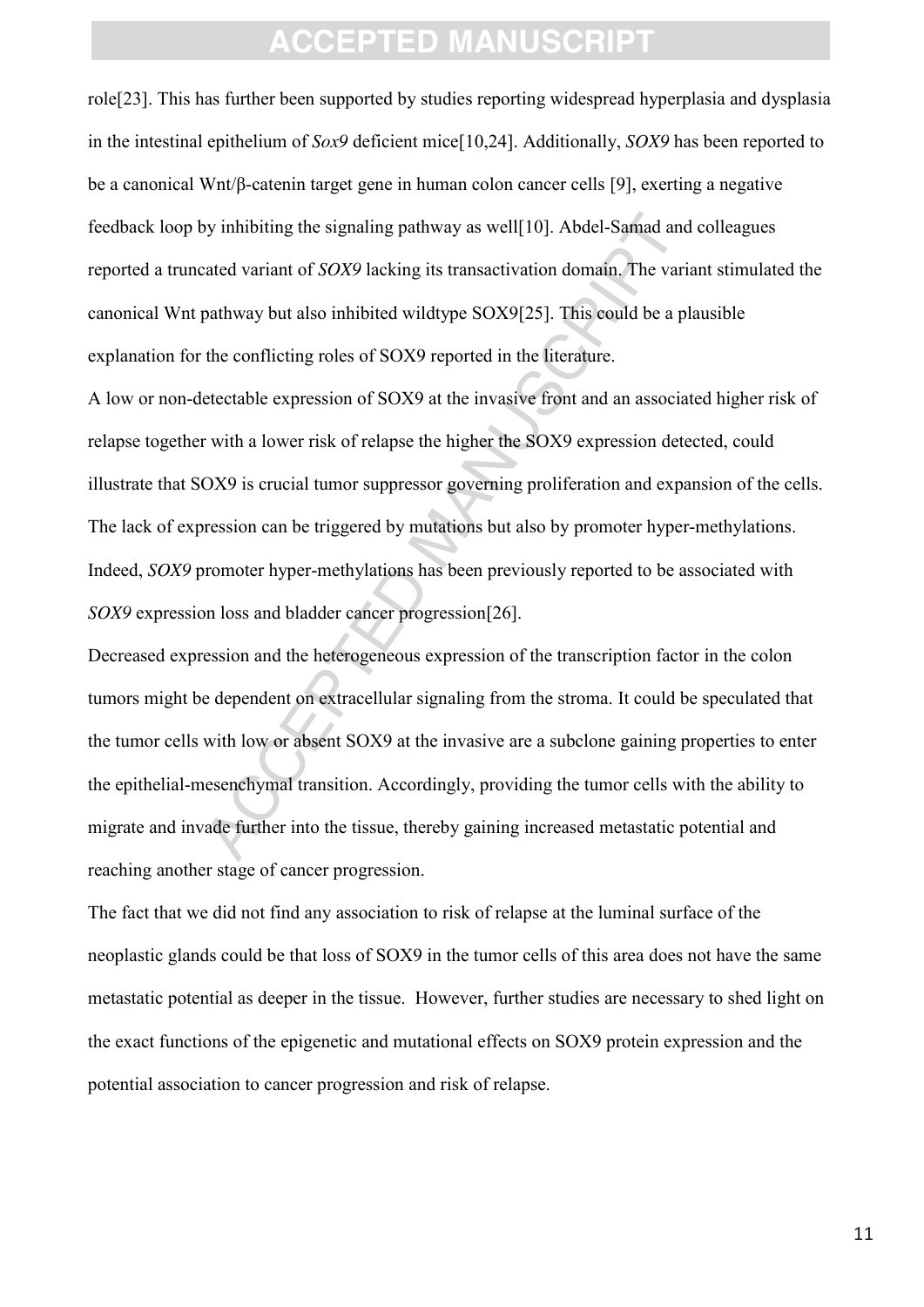role[23]. This has further been supported by studies reporting widespread hyperplasia and dysplasia in the intestinal epithelium of *Sox9* deficient mice[10,24]. Additionally, *SOX9* has been reported to be a canonical Wnt/β-catenin target gene in human colon cancer cells [9], exerting a negative feedback loop by inhibiting the signaling pathway as well[10]. Abdel-Samad and colleagues reported a truncated variant of *SOX9* lacking its transactivation domain. The variant stimulated the canonical Wnt pathway but also inhibited wildtype SOX9[25]. This could be a plausible explanation for the conflicting roles of SOX9 reported in the literature.

A low or non-detectable expression of SOX9 at the invasive front and an associated higher risk of relapse together with a lower risk of relapse the higher the SOX9 expression detected, could illustrate that SOX9 is crucial tumor suppressor governing proliferation and expansion of the cells. The lack of expression can be triggered by mutations but also by promoter hyper-methylations. Indeed, *SOX9* promoter hyper-methylations has been previously reported to be associated with *SOX9* expression loss and bladder cancer progression[26].

Decreased expression and the heterogeneous expression of the transcription factor in the colon tumors might be dependent on extracellular signaling from the stroma. It could be speculated that the tumor cells with low or absent SOX9 at the invasive are a subclone gaining properties to enter the epithelial-mesenchymal transition. Accordingly, providing the tumor cells with the ability to migrate and invade further into the tissue, thereby gaining increased metastatic potential and reaching another stage of cancer progression.

The fact that we did not find any association to risk of relapse at the luminal surface of the neoplastic glands could be that loss of SOX9 in the tumor cells of this area does not have the same metastatic potential as deeper in the tissue. However, further studies are necessary to shed light on the exact functions of the epigenetic and mutational effects on SOX9 protein expression and the potential association to cancer progression and risk of relapse.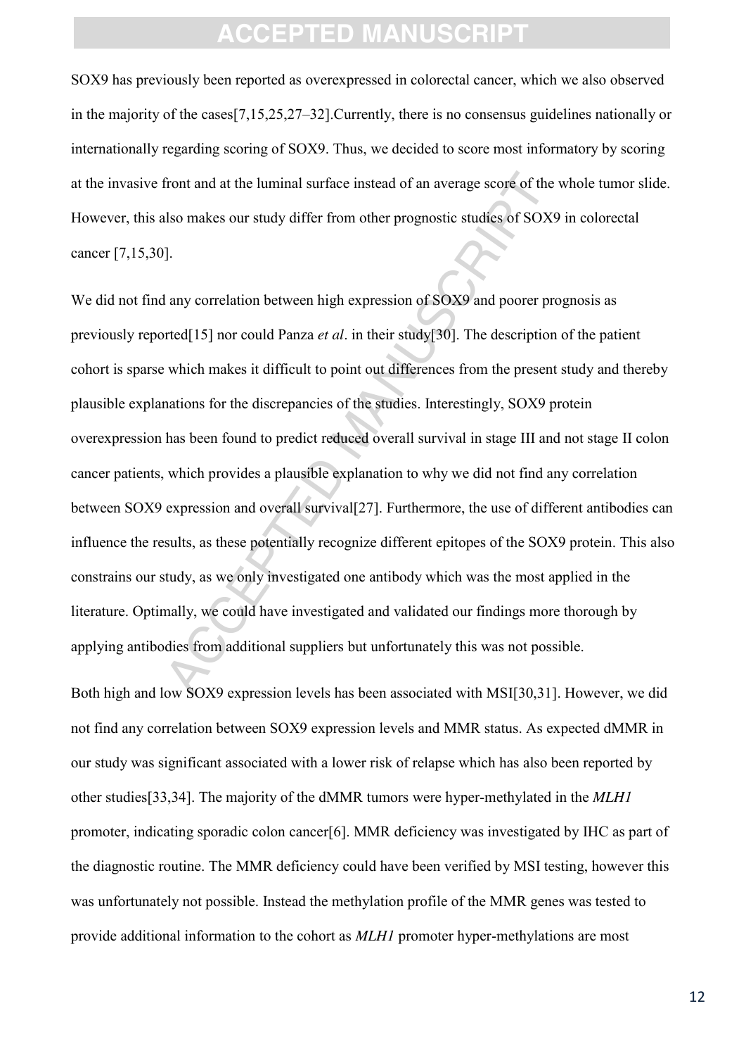SOX9 has previously been reported as overexpressed in colorectal cancer, which we also observed in the majority of the cases[7,15,25,27–32].Currently, there is no consensus guidelines nationally or internationally regarding scoring of SOX9. Thus, we decided to score most informatory by scoring at the invasive front and at the luminal surface instead of an average score of the whole tumor slide. However, this also makes our study differ from other prognostic studies of SOX9 in colorectal cancer [7,15,30].

We did not find any correlation between high expression of SOX9 and poorer prognosis as previously reported[15] nor could Panza *et al*. in their study[30]. The description of the patient cohort is sparse which makes it difficult to point out differences from the present study and thereby plausible explanations for the discrepancies of the studies. Interestingly, SOX9 protein overexpression has been found to predict reduced overall survival in stage III and not stage II colon cancer patients, which provides a plausible explanation to why we did not find any correlation between SOX9 expression and overall survival[27]. Furthermore, the use of different antibodies can influence the results, as these potentially recognize different epitopes of the SOX9 protein. This also constrains our study, as we only investigated one antibody which was the most applied in the literature. Optimally, we could have investigated and validated our findings more thorough by applying antibodies from additional suppliers but unfortunately this was not possible.

Both high and low SOX9 expression levels has been associated with MSI[30,31]. However, we did not find any correlation between SOX9 expression levels and MMR status. As expected dMMR in our study was significant associated with a lower risk of relapse which has also been reported by other studies[33,34]. The majority of the dMMR tumors were hyper-methylated in the *MLH1* promoter, indicating sporadic colon cancer[6]. MMR deficiency was investigated by IHC as part of the diagnostic routine. The MMR deficiency could have been verified by MSI testing, however this was unfortunately not possible. Instead the methylation profile of the MMR genes was tested to provide additional information to the cohort as *MLH1* promoter hyper-methylations are most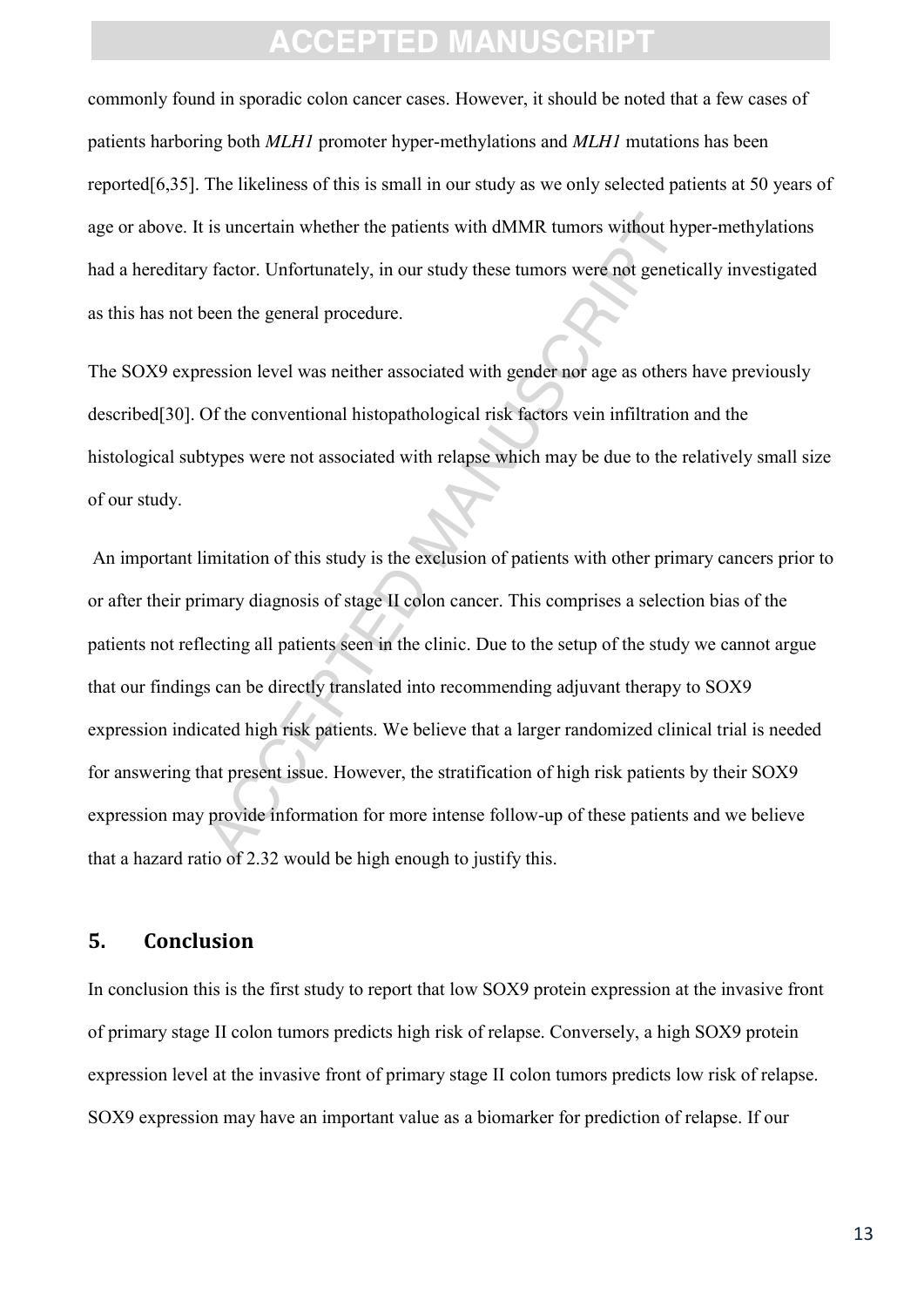commonly found in sporadic colon cancer cases. However, it should be noted that a few cases of patients harboring both *MLH1* promoter hyper-methylations and *MLH1* mutations has been reported[6,35]. The likeliness of this is small in our study as we only selected patients at 50 years of age or above. It is uncertain whether the patients with dMMR tumors without hyper-methylations had a hereditary factor. Unfortunately, in our study these tumors were not genetically investigated as this has not been the general procedure.

The SOX9 expression level was neither associated with gender nor age as others have previously described[30]. Of the conventional histopathological risk factors vein infiltration and the histological subtypes were not associated with relapse which may be due to the relatively small size of our study.

An important limitation of this study is the exclusion of patients with other primary cancers prior to or after their primary diagnosis of stage II colon cancer. This comprises a selection bias of the patients not reflecting all patients seen in the clinic. Due to the setup of the study we cannot argue that our findings can be directly translated into recommending adjuvant therapy to SOX9 expression indicated high risk patients. We believe that a larger randomized clinical trial is needed for answering that present issue. However, the stratification of high risk patients by their SOX9 expression may provide information for more intense follow-up of these patients and we believe that a hazard ratio of 2.32 would be high enough to justify this.

## 5. Conclusion

In conclusion this is the first study to report that low SOX9 protein expression at the invasive front of primary stage II colon tumors predicts high risk of relapse. Conversely, a high SOX9 protein expression level at the invasive front of primary stage II colon tumors predicts low risk of relapse. SOX9 expression may have an important value as a biomarker for prediction of relapse. If our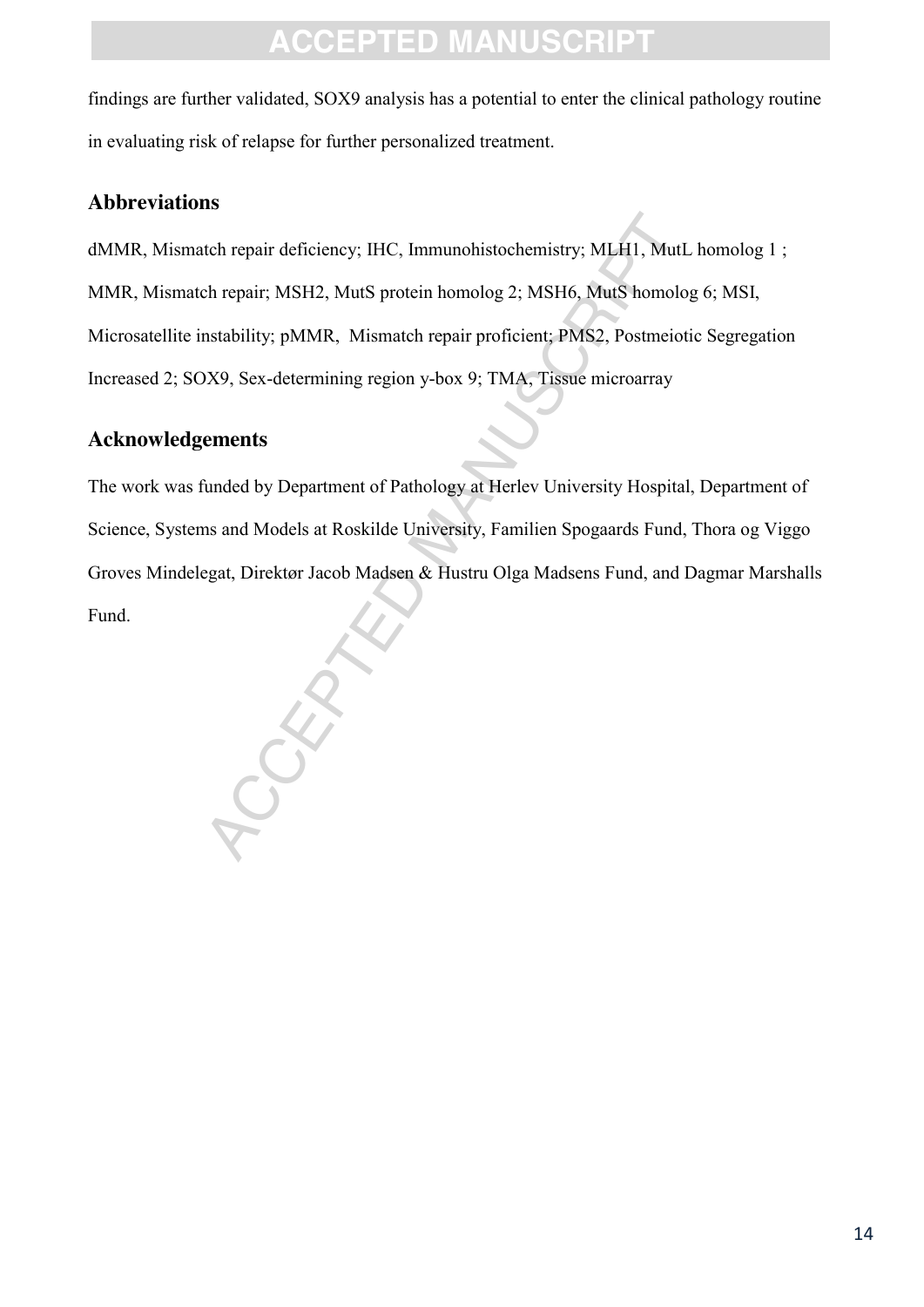findings are further validated, SOX9 analysis has a potential to enter the clinical pathology routine in evaluating risk of relapse for further personalized treatment.

## Abbreviations

dMMR, Mismatch repair deficiency; IHC, Immunohistochemistry; MLH1, MutL homolog 1 ; MMR, Mismatch repair; MSH2, MutS protein homolog 2; MSH6, MutS homolog 6; MSI, Microsatellite instability; pMMR, Mismatch repair proficient; PMS2, Postmeiotic Segregation Increased 2; SOX9, Sex-determining region y-box 9; TMA, Tissue microarray

## Acknowledgements

The work was funded by Department of Pathology at Herlev University Hospital, Department of Science, Systems and Models at Roskilde University, Familien Spogaards Fund, Thora og Viggo Groves Mindelegat, Direktør Jacob Madsen & Hustru Olga Madsens Fund, and Dagmar Marshalls Fund.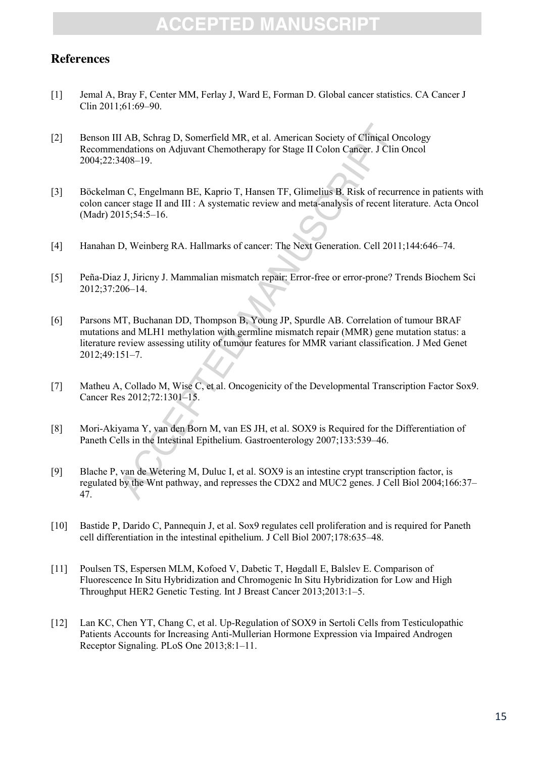## References

[1] Jemal A, Bray F, Center MM, Ferlay J, Ward E, Forman D. Global cancer statistics. CA Cancer J Clin 2011;61:69–90.

[2] Benson III AB, Schrag D, Somerfield MR, et al. American Society of Clinical Oncology Recommendations on Adjuvant Chemotherapy for Stage II Colon Cancer. J Clin Oncol 2004;22:3408–19.

[3] Böckelman C, Engelmann BE, Kaprio T, Hansen TF, Glimelius B. Risk of recurrence in patients with colon cancer stage II and III : A systematic review and meta-analysis of recent literature. Acta Oncol (Madr) 2015;54:5–16.

[4] Hanahan D, Weinberg RA. Hallmarks of cancer: The Next Generation. Cell 2011;144:646–74.

[5] Peña-Diaz J, Jiricny J. Mammalian mismatch repair: Error-free or error-prone? Trends Biochem Sci 2012;37:206–14.

[6] Parsons MT, Buchanan DD, Thompson B, Young JP, Spurdle AB. Correlation of tumour BRAF mutations and MLH1 methylation with germline mismatch repair (MMR) gene mutation status: a literature review assessing utility of tumour features for MMR variant classification. J Med Genet 2012;49:151–7.

[7] Matheu A, Collado M, Wise C, et al. Oncogenicity of the Developmental Transcription Factor Sox9. Cancer Res 2012;72:1301–15.

[8] Mori-Akiyama Y, van den Born M, van ES JH, et al. SOX9 is Required for the Differentiation of Paneth Cells in the Intestinal Epithelium. Gastroenterology 2007;133:539–46.

[9] Blache P, van de Wetering M, Duluc I, et al. SOX9 is an intestine crypt transcription factor, is regulated by the Wnt pathway, and represses the CDX2 and MUC2 genes. J Cell Biol 2004;166:37–47.

[10] Bastide P, Darido C, Pannequin J, et al. Sox9 regulates cell proliferation and is required for Paneth cell differentiation in the intestinal epithelium. J Cell Biol 2007;178:635–48.

[11] Poulsen TS, Espersen MLM, Kofoed V, Dabetic T, Høgdall E, Balslev E. Comparison of Fluorescence In Situ Hybridization and Chromogenic In Situ Hybridization for Low and High Throughput HER2 Genetic Testing. Int J Breast Cancer 2013;2013:1–5.

[12] Lan KC, Chen YT, Chang C, et al. Up-Regulation of SOX9 in Sertoli Cells from Testiculopathic Patients Accounts for Increasing Anti-Mullerian Hormone Expression via Impaired Androgen Receptor Signaling. PLoS One 2013;8:1–11.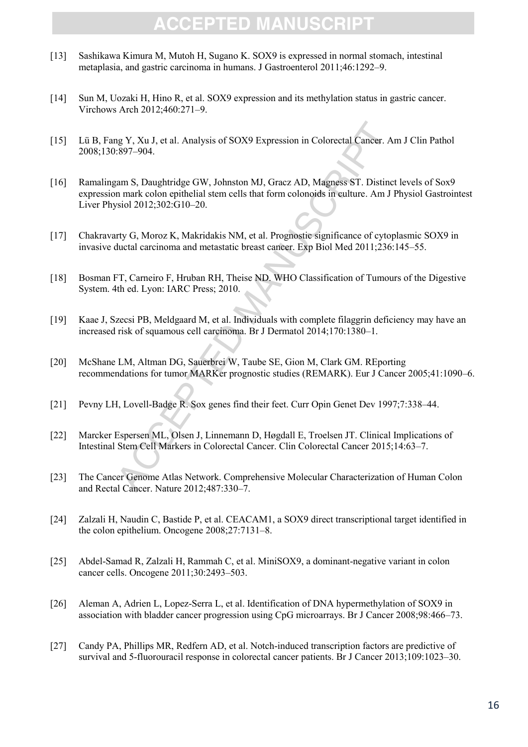[13] Sashikawa Kimura M, Mutoh H, Sugano K. SOX9 is expressed in normal stomach, intestinal metaplasia, and gastric carcinoma in humans. J Gastroenterol 2011;46:1292–9.

[14] Sun M, Uozaki H, Hino R, et al. SOX9 expression and its methylation status in gastric cancer. Virchows Arch 2012;460:271–9.

[15] Lü B, Fang Y, Xu J, et al. Analysis of SOX9 Expression in Colorectal Cancer. Am J Clin Pathol 2008;130:897–904.

[16] Ramalingam S, Daughtridge GW, Johnston MJ, Gracz AD, Magness ST. Distinct levels of Sox9 expression mark colon epithelial stem cells that form colonoids in culture. Am J Physiol Gastrointest Liver Physiol 2012;302:G10–20.

[17] Chakravarty G, Moroz K, Makridakis NM, et al. Prognostic significance of cytoplasmic SOX9 in invasive ductal carcinoma and metastatic breast cancer. Exp Biol Med 2011;236:145–55.

[18] Bosman FT, Carneiro F, Hruban RH, Theise ND. WHO Classification of Tumours of the Digestive System. 4th ed. Lyon: IARC Press; 2010.

[19] Kaae J, Szecsi PB, Meldgaard M, et al. Individuals with complete filaggrin deficiency may have an increased risk of squamous cell carcinoma. Br J Dermatol 2014;170:1380–1.

[20] McShane LM, Altman DG, Sauerbrei W, Taube SE, Gion M, Clark GM. REporting recommendations for tumor MARKer prognostic studies (REMARK). Eur J Cancer 2005;41:1090–6.

[21] Pevny LH, Lovell-Badge R. Sox genes find their feet. Curr Opin Genet Dev 1997;7:338–44.

[22] Marcker Espersen ML, Olsen J, Linnemann D, Høgdall E, Troelsen JT. Clinical Implications of Intestinal Stem Cell Markers in Colorectal Cancer. Clin Colorectal Cancer 2015;14:63–7.

[23] The Cancer Genome Atlas Network. Comprehensive Molecular Characterization of Human Colon and Rectal Cancer. Nature 2012;487:330–7.

[24] Zalzali H, Naudin C, Bastide P, et al. CEACAM1, a SOX9 direct transcriptional target identified in the colon epithelium. Oncogene 2008;27:7131–8.

[25] Abdel-Samad R, Zalzali H, Rammah C, et al. MiniSOX9, a dominant-negative variant in colon cancer cells. Oncogene 2011;30:2493–503.

[26] Aleman A, Adrien L, Lopez-Serra L, et al. Identification of DNA hypermethylation of SOX9 in association with bladder cancer progression using CpG microarrays. Br J Cancer 2008;98:466–73.

[27] Candy PA, Phillips MR, Redfern AD, et al. Notch-induced transcription factors are predictive of survival and 5-fluorouracil response in colorectal cancer patients. Br J Cancer 2013;109:1023–30.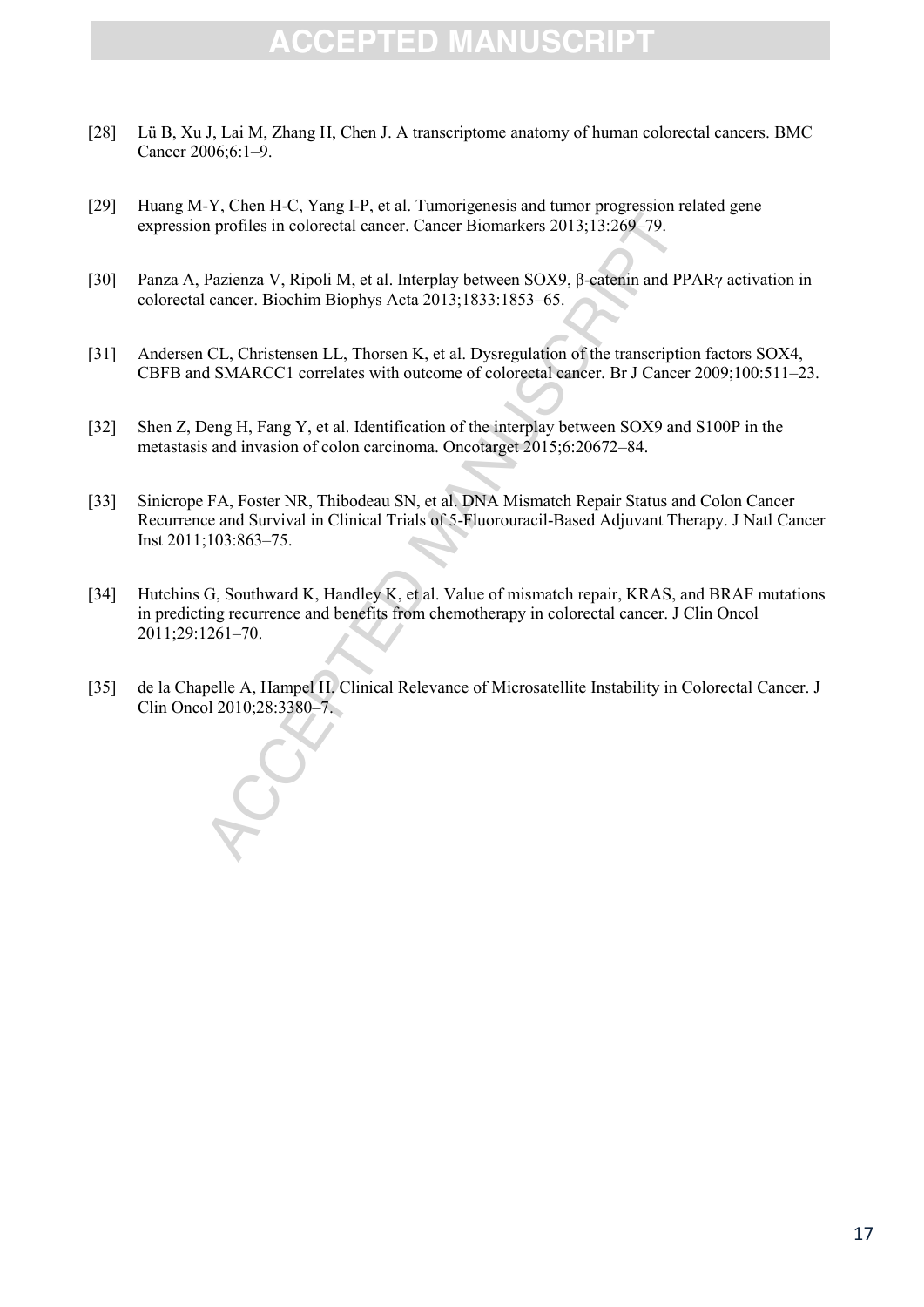[28] Lü B, Xu J, Lai M, Zhang H, Chen J. A transcriptome anatomy of human colorectal cancers. BMC Cancer 2006;6:1–9.

[29] Huang M-Y, Chen H-C, Yang I-P, et al. Tumorigenesis and tumor progression related gene expression profiles in colorectal cancer. Cancer Biomarkers 2013;13:269–79.

[30] Panza A, Pazienza V, Ripoli M, et al. Interplay between SOX9, β-catenin and PPARγ activation in colorectal cancer. Biochim Biophys Acta 2013;1833:1853–65.

[31] Andersen CL, Christensen LL, Thorsen K, et al. Dysregulation of the transcription factors SOX4, CBFB and SMARCC1 correlates with outcome of colorectal cancer. Br J Cancer 2009;100:511–23.

[32] Shen Z, Deng H, Fang Y, et al. Identification of the interplay between SOX9 and S100P in the metastasis and invasion of colon carcinoma. Oncotarget 2015;6:20672–84.

[33] Sinicrope FA, Foster NR, Thibodeau SN, et al. DNA Mismatch Repair Status and Colon Cancer Recurrence and Survival in Clinical Trials of 5-Fluorouracil-Based Adjuvant Therapy. J Natl Cancer Inst 2011;103:863–75.

[34] Hutchins G, Southward K, Handley K, et al. Value of mismatch repair, KRAS, and BRAF mutations in predicting recurrence and benefits from chemotherapy in colorectal cancer. J Clin Oncol 2011;29:1261–70.

[35] de la Chapelle A, Hampel H. Clinical Relevance of Microsatellite Instability in Colorectal Cancer. J Clin Oncol 2010;28:3380–7.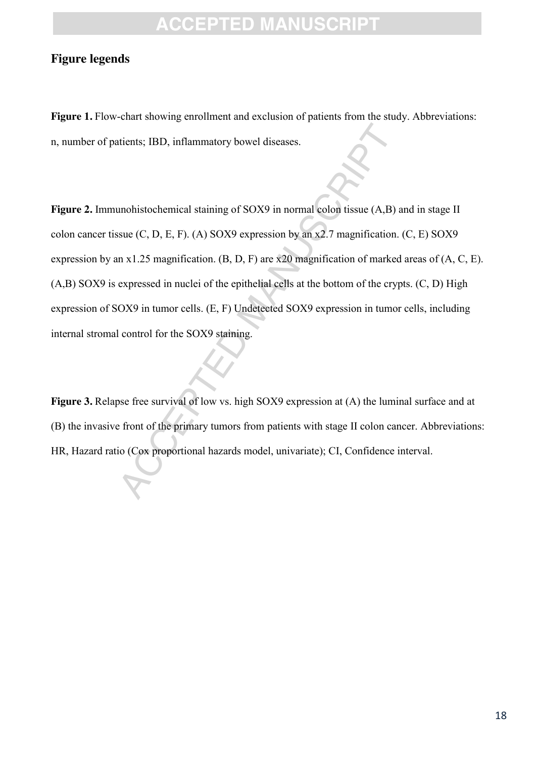## Figure legends

**Figure 1.** Flow-chart showing enrollment and exclusion of patients from the study. Abbreviations: n, number of patients; IBD, inflammatory bowel diseases.

**Figure 2.** Immunohistochemical staining of SOX9 in normal colon tissue (A,B) and in stage II colon cancer tissue (C, D, E, F). (A) SOX9 expression by an x2.7 magnification. (C, E) SOX9 expression by an x1.25 magnification. (B, D, F) are x20 magnification of marked areas of (A, C, E). (A,B) SOX9 is expressed in nuclei of the epithelial cells at the bottom of the crypts. (C, D) High expression of SOX9 in tumor cells. (E, F) Undetected SOX9 expression in tumor cells, including internal stromal control for the SOX9 staining.

**Figure 3.** Relapse free survival of low vs. high SOX9 expression at (A) the luminal surface and at (B) the invasive front of the primary tumors from patients with stage II colon cancer. Abbreviations: HR, Hazard ratio (Cox proportional hazards model, univariate); CI, Confidence interval.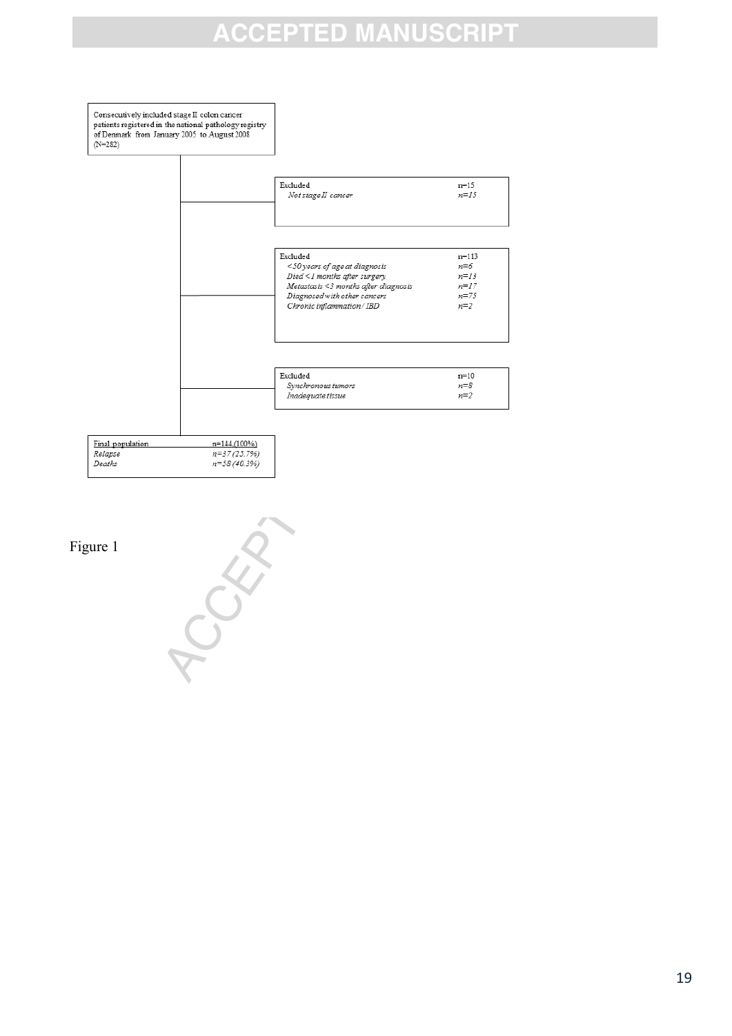Consecutively included stage II colon cancer patients registered in the national pathology registry of Denmark from January 2005 to August 2008 (N=282)

| Excluded | n=15 |
| --- | --- |
| *Not stage II cancer* | *n=15* |

| Excluded | n=113 |
| --- | --- |
| *<50 years of age at diagnosis* | *n=6* |
| *Died <1 months after surgery* | *n=13* |
| *Metastasis <3 months after diagnosis* | *n=17* |
| *Diagnosed with other cancers* | *n=75* |
| *Chronic inflammation / IBD* | *n=2* |

| Excluded | n=10 |
| --- | --- |
| *Synchronous tumors* | *n=8* |
| *Inadequate tissue* | *n=2* |

| Final population | n=144 (100%) |
| --- | --- |
| *Relapse* | *n=37 (25.7%)* |
| *Deaths* | *n=58 (40.3%)* |

Figure 1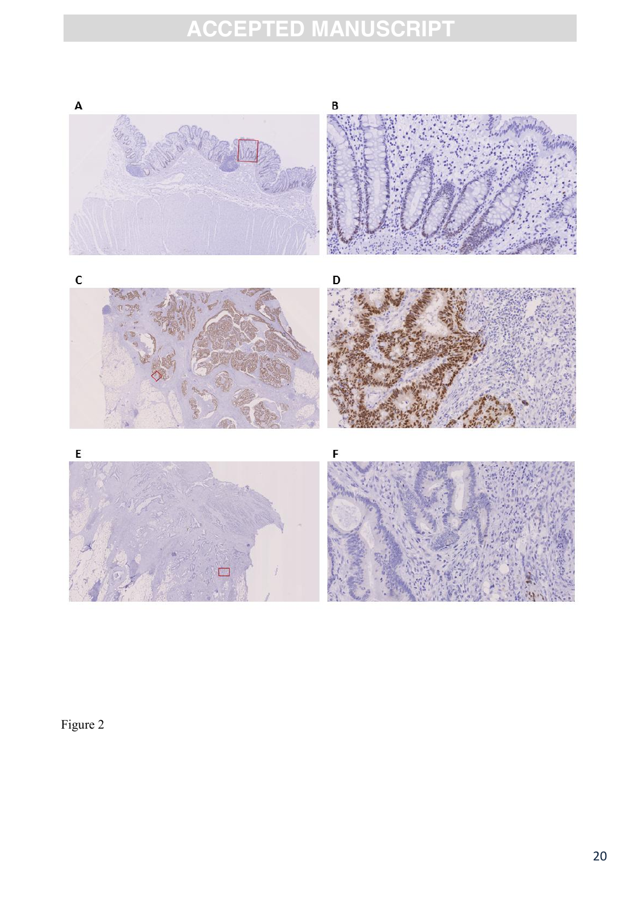A

B

C

D

E

F

Figure 2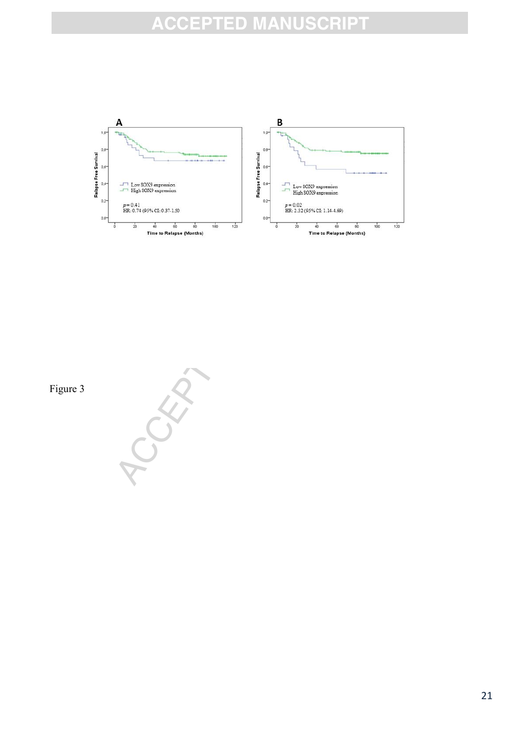A

p = 0.41
HR: 0.74 (95% CI: 0.37-1.50

B

p = 0.02
HR: 2.32 (95% CI: 1.14-4.69)

Figure 3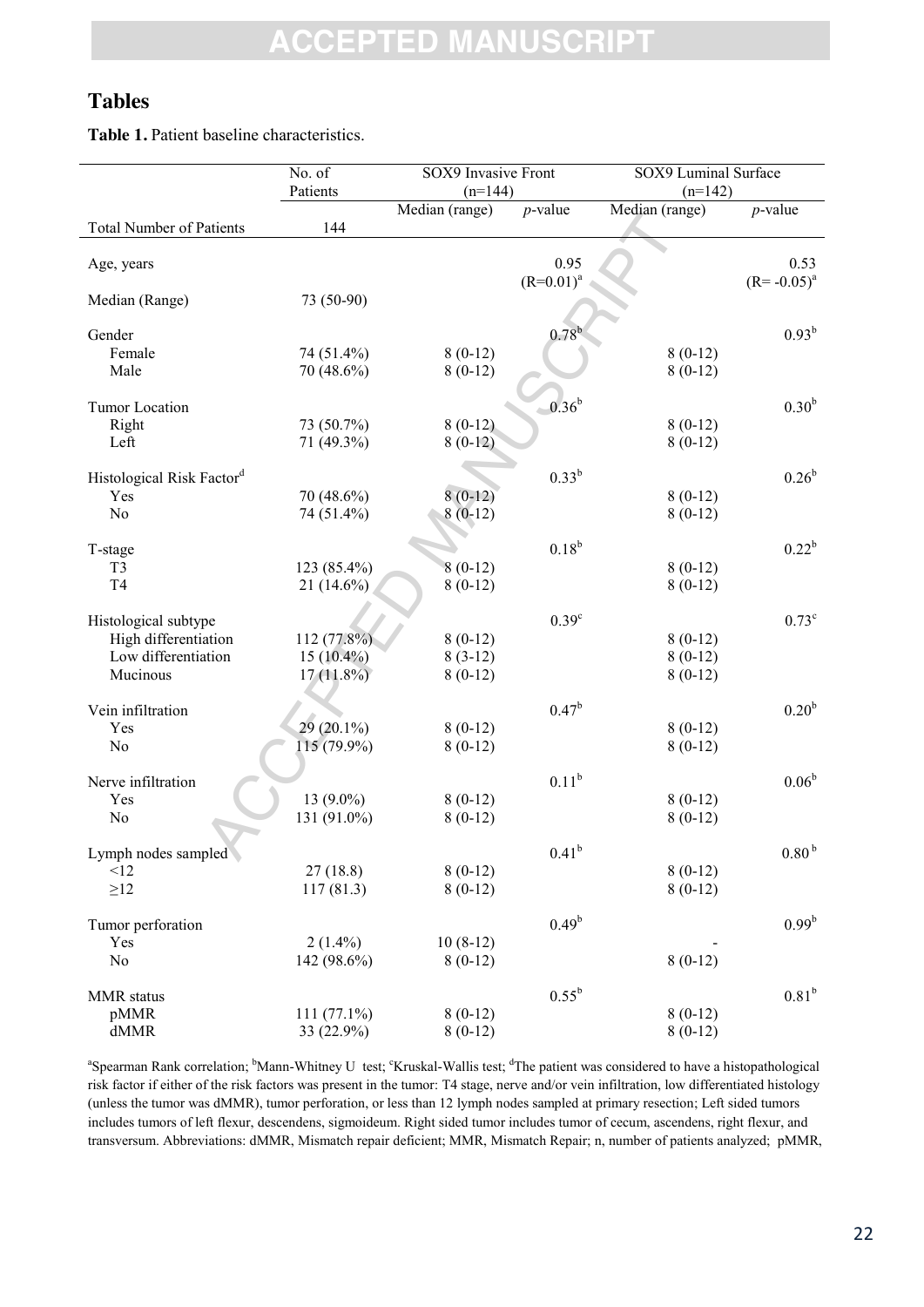## Tables

**Table 1.** Patient baseline characteristics.

| | No. of Patients | SOX9 Invasive Front (n=144) | | SOX9 Luminal Surface (n=142) | |
|---|---|---|---|---|---|
| | | Median (range) | *p*-value | Median (range) | *p*-value |
| Total Number of Patients | 144 | | | | |
| Age, years | | | 0.95 ($R$=0.01)[a] | | 0.53 ($R$= -0.05)[a] |
| Median (Range) | 73 (50-90) | | | | |
| Gender | | | 0.78[b] | | 0.93[b] |
| Female | 74 (51.4%) | 8 (0-12) | | 8 (0-12) | |
| Male | 70 (48.6%) | 8 (0-12) | | 8 (0-12) | |
| Tumor Location | | | 0.36[b] | | 0.30[b] |
| Right | 73 (50.7%) | 8 (0-12) | | 8 (0-12) | |
| Left | 71 (49.3%) | 8 (0-12) | | 8 (0-12) | |
| Histological Risk Factor[d] | | | 0.33[b] | | 0.26[b] |
| Yes | 70 (48.6%) | 8 (0-12) | | 8 (0-12) | |
| No | 74 (51.4%) | 8 (0-12) | | 8 (0-12) | |
| T-stage | | | 0.18[b] | | 0.22[b] |
| T3 | 123 (85.4%) | 8 (0-12) | | 8 (0-12) | |
| T4 | 21 (14.6%) | 8 (0-12) | | 8 (0-12) | |
| Histological subtype | | | 0.39[c] | | 0.73[c] |
| High differentiation | 112 (77.8%) | 8 (0-12) | | 8 (0-12) | |
| Low differentiation | 15 (10.4%) | 8 (3-12) | | 8 (0-12) | |
| Mucinous | 17 (11.8%) | 8 (0-12) | | 8 (0-12) | |
| Vein infiltration | | | 0.47[b] | | 0.20[b] |
| Yes | 29 (20.1%) | 8 (0-12) | | 8 (0-12) | |
| No | 115 (79.9%) | 8 (0-12) | | 8 (0-12) | |
| Nerve infiltration | | | 0.11[b] | | 0.06[b] |
| Yes | 13 (9.0%) | 8 (0-12) | | 8 (0-12) | |
| No | 131 (91.0%) | 8 (0-12) | | 8 (0-12) | |
| Lymph nodes sampled | | | 0.41[b] | | 0.80[b] |
| <12 | 27 (18.8) | 8 (0-12) | | 8 (0-12) | |
| ≥12 | 117 (81.3) | 8 (0-12) | | 8 (0-12) | |
| Tumor perforation | | | 0.49[b] | | 0.99[b] |
| Yes | 2 (1.4%) | 10 (8-12) | | - | |
| No | 142 (98.6%) | 8 (0-12) | | 8 (0-12) | |
| MMR status | | | 0.55[b] | | 0.81[b] |
| pMMR | 111 (77.1%) | 8 (0-12) | | 8 (0-12) | |
| dMMR | 33 (22.9%) | 8 (0-12) | | 8 (0-12) | |

[a]Spearman Rank correlation; [b]Mann-Whitney U test; [c]Kruskal-Wallis test; [d]The patient was considered to have a histopathological risk factor if either of the risk factors was present in the tumor: T4 stage, nerve and/or vein infiltration, low differentiated histology (unless the tumor was dMMR), tumor perforation, or less than 12 lymph nodes sampled at primary resection; Left sided tumors includes tumors of left flexur, descendens, sigmoideum. Right sided tumor includes tumor of cecum, ascendens, right flexur, and transversum. Abbreviations: dMMR, Mismatch repair deficient; MMR, Mismatch Repair; n, number of patients analyzed; pMMR,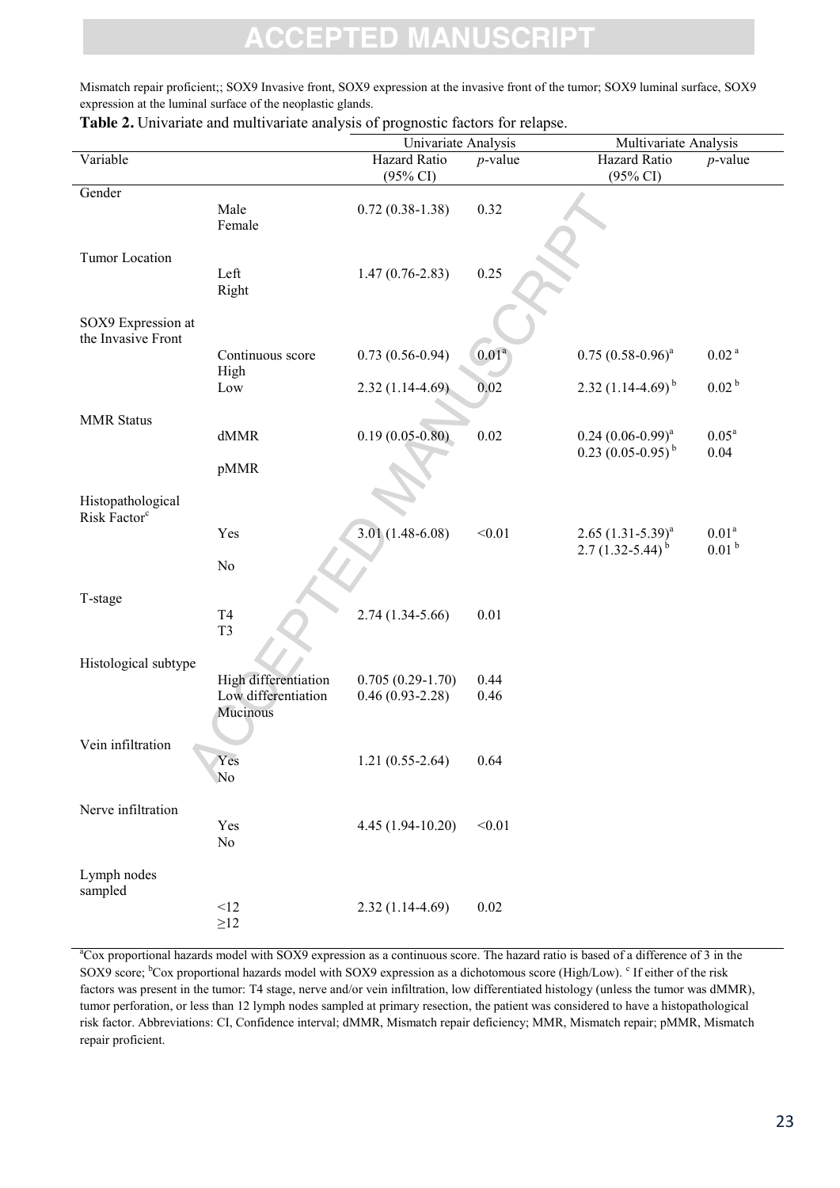Mismatch repair proficient;; SOX9 Invasive front, SOX9 expression at the invasive front of the tumor; SOX9 luminal surface, SOX9 expression at the luminal surface of the neoplastic glands.

**Table 2.** Univariate and multivariate analysis of prognostic factors for relapse.

| | | Univariate Analysis | | Multivariate Analysis | |
|---|---|---|---|---|---|
| Variable | | Hazard Ratio (95% CI) | *p*-value | Hazard Ratio (95% CI) | *p*-value |
| Gender | | | | | |
| | Male | 0.72 (0.38-1.38) | 0.32 | | |
| | Female | | | | |
| Tumor Location | | | | | |
| | Left | 1.47 (0.76-2.83) | 0.25 | | |
| | Right | | | | |
| SOX9 Expression at the Invasive Front | | | | | |
| | Continuous score | 0.73 (0.56-0.94) | 0.01[a] | 0.75 (0.58-0.96)[a] | 0.02[a] |
| | High | | | | |
| | Low | 2.32 (1.14-4.69) | 0.02 | 2.32 (1.14-4.69)[b] | 0.02[b] |
| MMR Status | | | | | |
| | dMMR | 0.19 (0.05-0.80) | 0.02 | 0.24 (0.06-0.99)[a] 0.23 (0.05-0.95)[b] | 0.05[a] 0.04 |
| | pMMR | | | | |
| Histopathological Risk Factor[c] | | | | | |
| | Yes | 3.01 (1.48-6.08) | <0.01 | 2.65 (1.31-5.39)[a] 2.7 (1.32-5.44)[b] | 0.01[a] 0.01[b] |
| | No | | | | |
| T-stage | | | | | |
| | T4 | 2.74 (1.34-5.66) | 0.01 | | |
| | T3 | | | | |
| Histological subtype | | | | | |
| | High differentiation | 0.705 (0.29-1.70) | 0.44 | | |
| | Low differentiation | 0.46 (0.93-2.28) | 0.46 | | |
| | Mucinous | | | | |
| Vein infiltration | | | | | |
| | Yes | 1.21 (0.55-2.64) | 0.64 | | |
| | No | | | | |
| Nerve infiltration | | | | | |
| | Yes | 4.45 (1.94-10.20) | <0.01 | | |
| | No | | | | |
| Lymph nodes sampled | | | | | |
| | <12 | 2.32 (1.14-4.69) | 0.02 | | |
| | ≥12 | | | | |

[a]Cox proportional hazards model with SOX9 expression as a continuous score. The hazard ratio is based of a difference of 3 in the SOX9 score; [b]Cox proportional hazards model with SOX9 expression as a dichotomous score (High/Low). [c] If either of the risk factors was present in the tumor: T4 stage, nerve and/or vein infiltration, low differentiated histology (unless the tumor was dMMR), tumor perforation, or less than 12 lymph nodes sampled at primary resection, the patient was considered to have a histopathological risk factor. Abbreviations: CI, Confidence interval; dMMR, Mismatch repair deficiency; MMR, Mismatch repair; pMMR, Mismatch repair proficient.